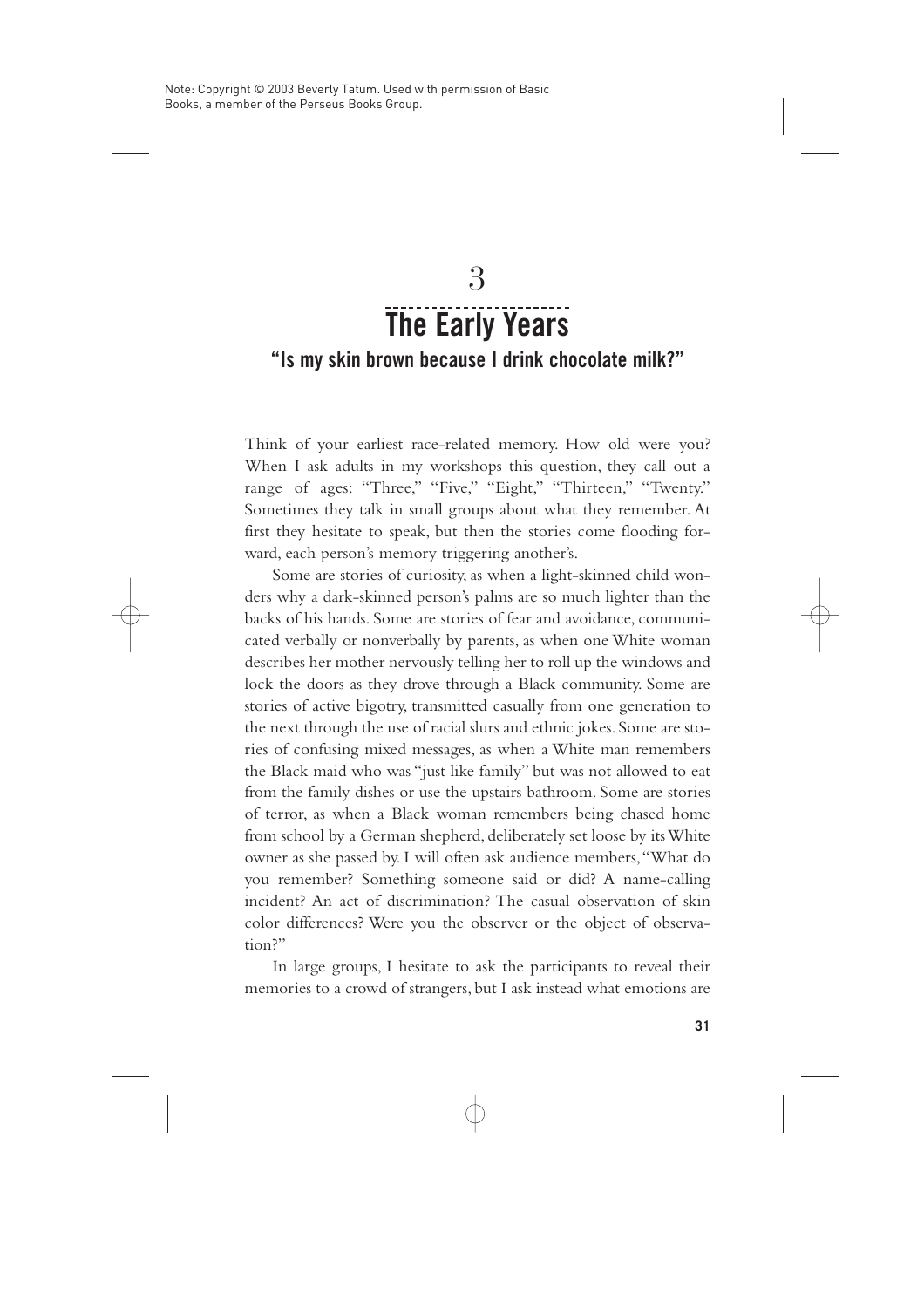Note: Copyright © 2003 Beverly Tatum. Used with permission of Basic Books, a member of the Perseus Books Group.

# 3

# The Early Years

## "Is my skin brown because I drink chocolate milk?"

Think of your earliest race-related memory. How old were you? When I ask adults in my workshops this question, they call out a range of ages: "Three," "Five," "Eight," "Thirteen," "Twenty." Sometimes they talk in small groups about what they remember. At first they hesitate to speak, but then the stories come flooding forward, each person's memory triggering another's.

Some are stories of curiosity, as when a light-skinned child wonders why a dark-skinned person's palms are so much lighter than the backs of his hands. Some are stories of fear and avoidance, communicated verbally or nonverbally by parents, as when one White woman describes her mother nervously telling her to roll up the windows and lock the doors as they drove through a Black community. Some are stories of active bigotry, transmitted casually from one generation to the next through the use of racial slurs and ethnic jokes. Some are stories of confusing mixed messages, as when a White man remembers the Black maid who was "just like family" but was not allowed to eat from the family dishes or use the upstairs bathroom. Some are stories of terror, as when a Black woman remembers being chased home from school by a German shepherd, deliberately set loose by its White owner as she passed by. I will often ask audience members, "What do you remember? Something someone said or did? A name-calling incident? An act of discrimination? The casual observation of skin color differences? Were you the observer or the object of observation?"

In large groups, I hesitate to ask the participants to reveal their memories to a crowd of strangers, but I ask instead what emotions are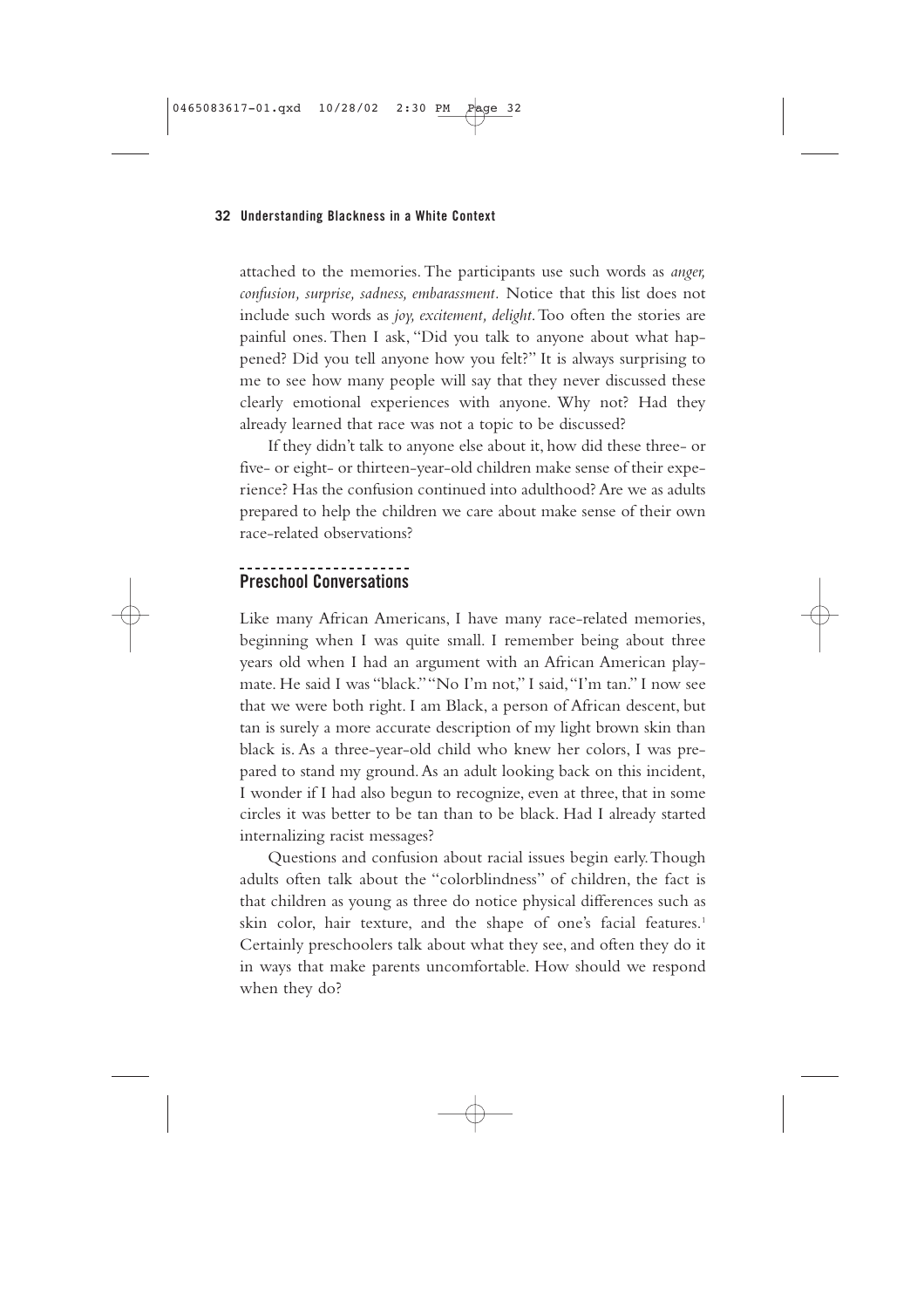attached to the memories. The participants use such words as *anger, confusion, surprise, sadness, embarassment.* Notice that this list does not include such words as *joy, excitement, delight.* Too often the stories are painful ones. Then I ask, "Did you talk to anyone about what happened? Did you tell anyone how you felt?" It is always surprising to me to see how many people will say that they never discussed these clearly emotional experiences with anyone. Why not? Had they already learned that race was not a topic to be discussed?

If they didn't talk to anyone else about it, how did these three- or five- or eight- or thirteen-year-old children make sense of their experience? Has the confusion continued into adulthood? Are we as adults prepared to help the children we care about make sense of their own race-related observations?

## Preschool Conversations

Like many African Americans, I have many race-related memories, beginning when I was quite small. I remember being about three years old when I had an argument with an African American playmate. He said I was "black." "No I'm not," I said, "I'm tan." I now see that we were both right. I am Black, a person of African descent, but tan is surely a more accurate description of my light brown skin than black is. As a three-year-old child who knew her colors, I was prepared to stand my ground. As an adult looking back on this incident, I wonder if I had also begun to recognize, even at three, that in some circles it was better to be tan than to be black. Had I already started internalizing racist messages?

Questions and confusion about racial issues begin early. Though adults often talk about the "colorblindness" of children, the fact is that children as young as three do notice physical differences such as skin color, hair texture, and the shape of one's facial features.[1] Certainly preschoolers talk about what they see, and often they do it in ways that make parents uncomfortable. How should we respond when they do?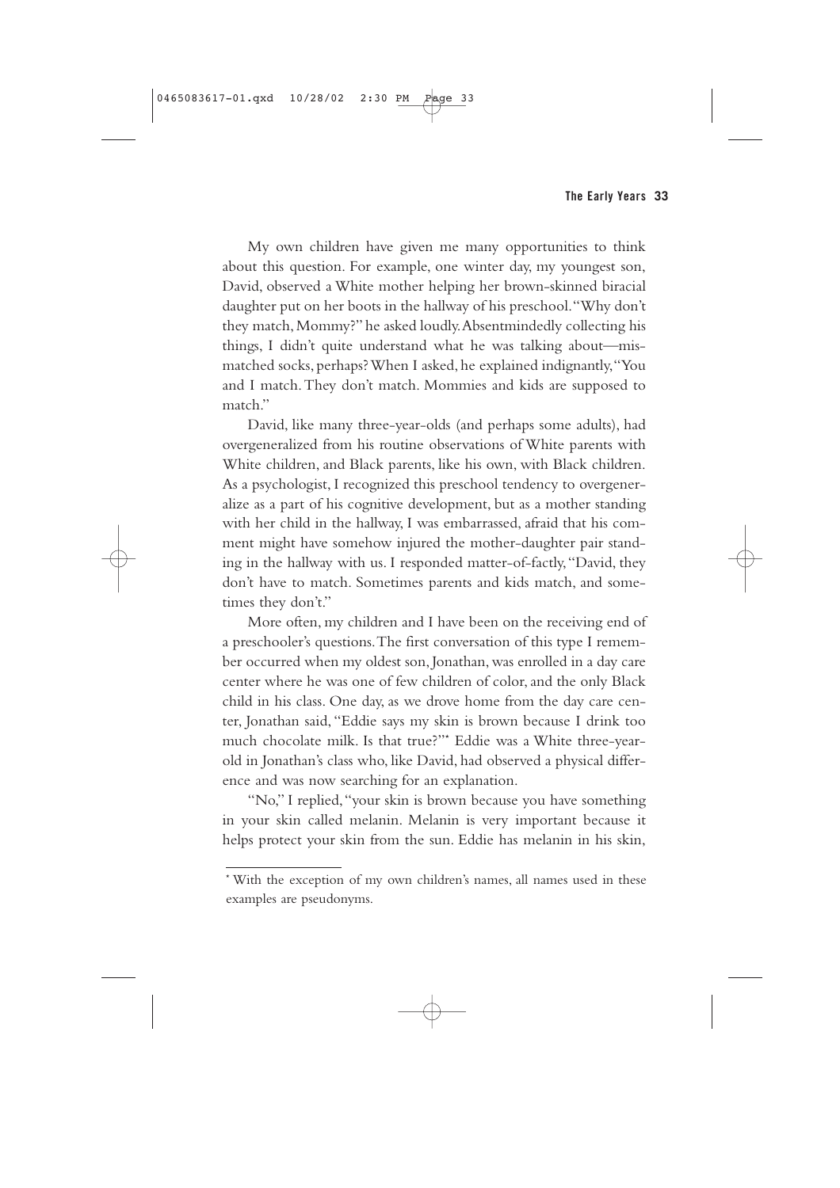My own children have given me many opportunities to think about this question. For example, one winter day, my youngest son, David, observed a White mother helping her brown-skinned biracial daughter put on her boots in the hallway of his preschool. "Why don't they match, Mommy?" he asked loudly. Absentmindedly collecting his things, I didn't quite understand what he was talking about—mismatched socks, perhaps? When I asked, he explained indignantly, "You and I match. They don't match. Mommies and kids are supposed to match."

David, like many three-year-olds (and perhaps some adults), had overgeneralized from his routine observations of White parents with White children, and Black parents, like his own, with Black children. As a psychologist, I recognized this preschool tendency to overgeneralize as a part of his cognitive development, but as a mother standing with her child in the hallway, I was embarrassed, afraid that his comment might have somehow injured the mother-daughter pair standing in the hallway with us. I responded matter-of-factly, "David, they don't have to match. Sometimes parents and kids match, and sometimes they don't."

More often, my children and I have been on the receiving end of a preschooler's questions. The first conversation of this type I remember occurred when my oldest son, Jonathan, was enrolled in a day care center where he was one of few children of color, and the only Black child in his class. One day, as we drove home from the day care center, Jonathan said, "Eddie says my skin is brown because I drink too much chocolate milk. Is that true?"* Eddie was a White three-year-old in Jonathan's class who, like David, had observed a physical difference and was now searching for an explanation.

"No," I replied, "your skin is brown because you have something in your skin called melanin. Melanin is very important because it helps protect your skin from the sun. Eddie has melanin in his skin,

---

* With the exception of my own children's names, all names used in these examples are pseudonyms.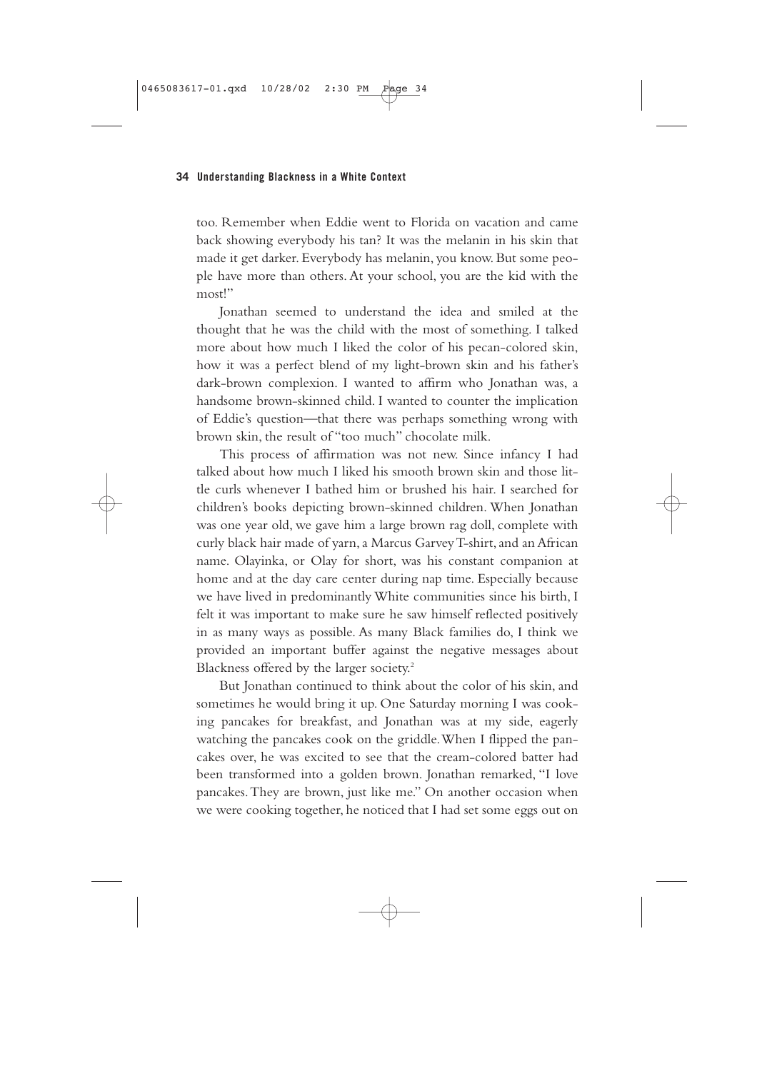too. Remember when Eddie went to Florida on vacation and came back showing everybody his tan? It was the melanin in his skin that made it get darker. Everybody has melanin, you know. But some people have more than others. At your school, you are the kid with the most!"

Jonathan seemed to understand the idea and smiled at the thought that he was the child with the most of something. I talked more about how much I liked the color of his pecan-colored skin, how it was a perfect blend of my light-brown skin and his father's dark-brown complexion. I wanted to affirm who Jonathan was, a handsome brown-skinned child. I wanted to counter the implication of Eddie's question—that there was perhaps something wrong with brown skin, the result of "too much" chocolate milk.

This process of affirmation was not new. Since infancy I had talked about how much I liked his smooth brown skin and those little curls whenever I bathed him or brushed his hair. I searched for children's books depicting brown-skinned children. When Jonathan was one year old, we gave him a large brown rag doll, complete with curly black hair made of yarn, a Marcus Garvey T-shirt, and an African name. Olayinka, or Olay for short, was his constant companion at home and at the day care center during nap time. Especially because we have lived in predominantly White communities since his birth, I felt it was important to make sure he saw himself reflected positively in as many ways as possible. As many Black families do, I think we provided an important buffer against the negative messages about Blackness offered by the larger society.[2]

But Jonathan continued to think about the color of his skin, and sometimes he would bring it up. One Saturday morning I was cooking pancakes for breakfast, and Jonathan was at my side, eagerly watching the pancakes cook on the griddle. When I flipped the pancakes over, he was excited to see that the cream-colored batter had been transformed into a golden brown. Jonathan remarked, "I love pancakes. They are brown, just like me." On another occasion when we were cooking together, he noticed that I had set some eggs out on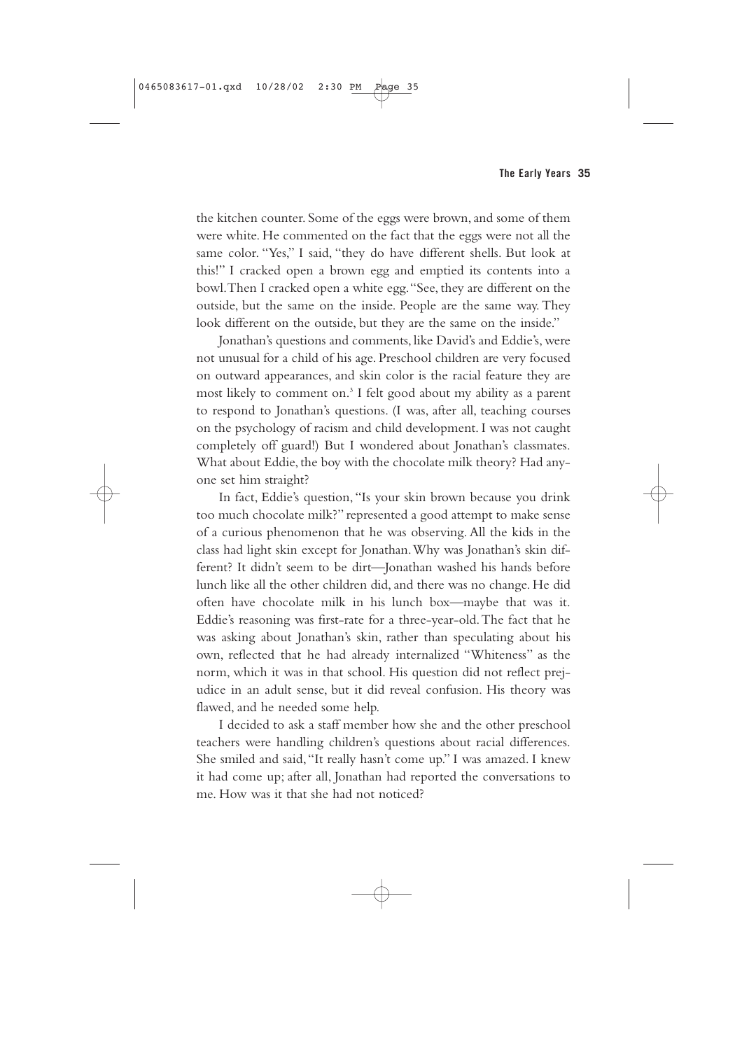the kitchen counter. Some of the eggs were brown, and some of them were white. He commented on the fact that the eggs were not all the same color. "Yes," I said, "they do have different shells. But look at this!" I cracked open a brown egg and emptied its contents into a bowl. Then I cracked open a white egg. "See, they are different on the outside, but the same on the inside. People are the same way. They look different on the outside, but they are the same on the inside."

Jonathan's questions and comments, like David's and Eddie's, were not unusual for a child of his age. Preschool children are very focused on outward appearances, and skin color is the racial feature they are most likely to comment on.[3] I felt good about my ability as a parent to respond to Jonathan's questions. (I was, after all, teaching courses on the psychology of racism and child development. I was not caught completely off guard!) But I wondered about Jonathan's classmates. What about Eddie, the boy with the chocolate milk theory? Had anyone set him straight?

In fact, Eddie's question, "Is your skin brown because you drink too much chocolate milk?" represented a good attempt to make sense of a curious phenomenon that he was observing. All the kids in the class had light skin except for Jonathan. Why was Jonathan's skin different? It didn't seem to be dirt—Jonathan washed his hands before lunch like all the other children did, and there was no change. He did often have chocolate milk in his lunch box—maybe that was it. Eddie's reasoning was first-rate for a three-year-old. The fact that he was asking about Jonathan's skin, rather than speculating about his own, reflected that he had already internalized "Whiteness" as the norm, which it was in that school. His question did not reflect prejudice in an adult sense, but it did reveal confusion. His theory was flawed, and he needed some help.

I decided to ask a staff member how she and the other preschool teachers were handling children's questions about racial differences. She smiled and said, "It really hasn't come up." I was amazed. I knew it had come up; after all, Jonathan had reported the conversations to me. How was it that she had not noticed?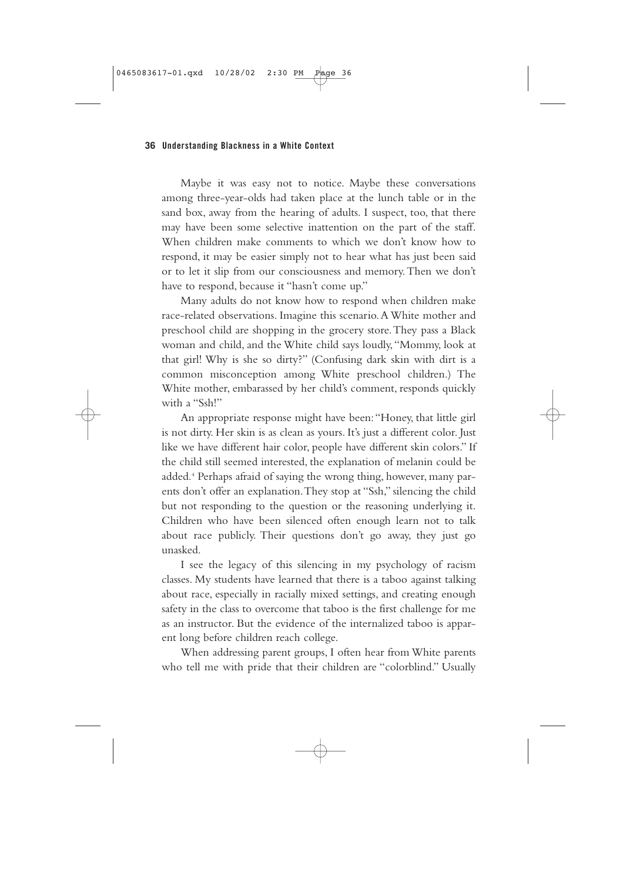Maybe it was easy not to notice. Maybe these conversations among three-year-olds had taken place at the lunch table or in the sand box, away from the hearing of adults. I suspect, too, that there may have been some selective inattention on the part of the staff. When children make comments to which we don't know how to respond, it may be easier simply not to hear what has just been said or to let it slip from our consciousness and memory. Then we don't have to respond, because it "hasn't come up."

Many adults do not know how to respond when children make race-related observations. Imagine this scenario. A White mother and preschool child are shopping in the grocery store. They pass a Black woman and child, and the White child says loudly, "Mommy, look at that girl! Why is she so dirty?" (Confusing dark skin with dirt is a common misconception among White preschool children.) The White mother, embarassed by her child's comment, responds quickly with a "Ssh!"

An appropriate response might have been: "Honey, that little girl is not dirty. Her skin is as clean as yours. It's just a different color. Just like we have different hair color, people have different skin colors." If the child still seemed interested, the explanation of melanin could be added.[4] Perhaps afraid of saying the wrong thing, however, many parents don't offer an explanation. They stop at "Ssh," silencing the child but not responding to the question or the reasoning underlying it. Children who have been silenced often enough learn not to talk about race publicly. Their questions don't go away, they just go unasked.

I see the legacy of this silencing in my psychology of racism classes. My students have learned that there is a taboo against talking about race, especially in racially mixed settings, and creating enough safety in the class to overcome that taboo is the first challenge for me as an instructor. But the evidence of the internalized taboo is apparent long before children reach college.

When addressing parent groups, I often hear from White parents who tell me with pride that their children are "colorblind." Usually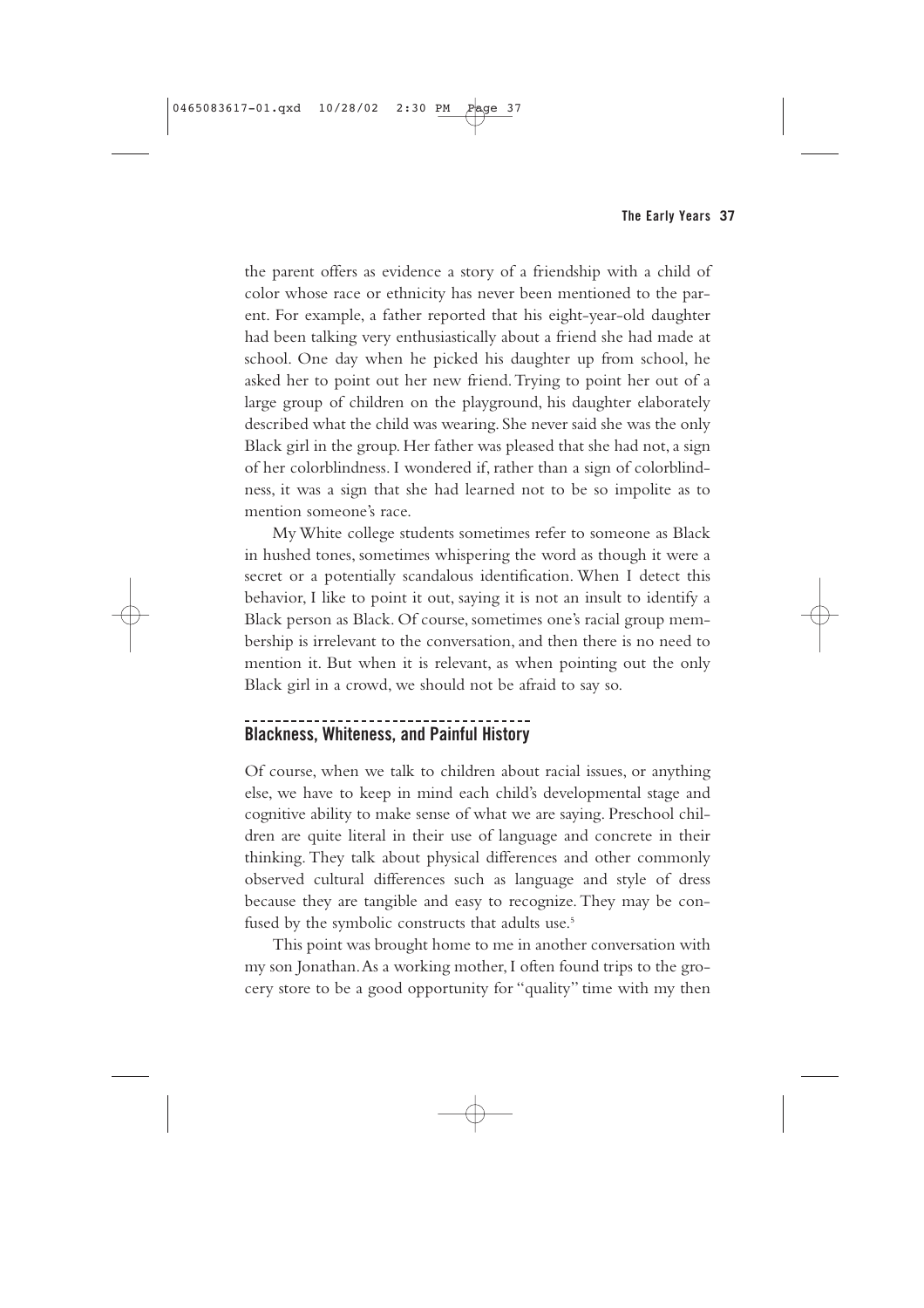the parent offers as evidence a story of a friendship with a child of color whose race or ethnicity has never been mentioned to the parent. For example, a father reported that his eight-year-old daughter had been talking very enthusiastically about a friend she had made at school. One day when he picked his daughter up from school, he asked her to point out her new friend. Trying to point her out of a large group of children on the playground, his daughter elaborately described what the child was wearing. She never said she was the only Black girl in the group. Her father was pleased that she had not, a sign of her colorblindness. I wondered if, rather than a sign of colorblindness, it was a sign that she had learned not to be so impolite as to mention someone's race.

My White college students sometimes refer to someone as Black in hushed tones, sometimes whispering the word as though it were a secret or a potentially scandalous identification. When I detect this behavior, I like to point it out, saying it is not an insult to identify a Black person as Black. Of course, sometimes one's racial group membership is irrelevant to the conversation, and then there is no need to mention it. But when it is relevant, as when pointing out the only Black girl in a crowd, we should not be afraid to say so.

## Blackness, Whiteness, and Painful History

Of course, when we talk to children about racial issues, or anything else, we have to keep in mind each child's developmental stage and cognitive ability to make sense of what we are saying. Preschool children are quite literal in their use of language and concrete in their thinking. They talk about physical differences and other commonly observed cultural differences such as language and style of dress because they are tangible and easy to recognize. They may be confused by the symbolic constructs that adults use.[5]

This point was brought home to me in another conversation with my son Jonathan. As a working mother, I often found trips to the grocery store to be a good opportunity for "quality" time with my then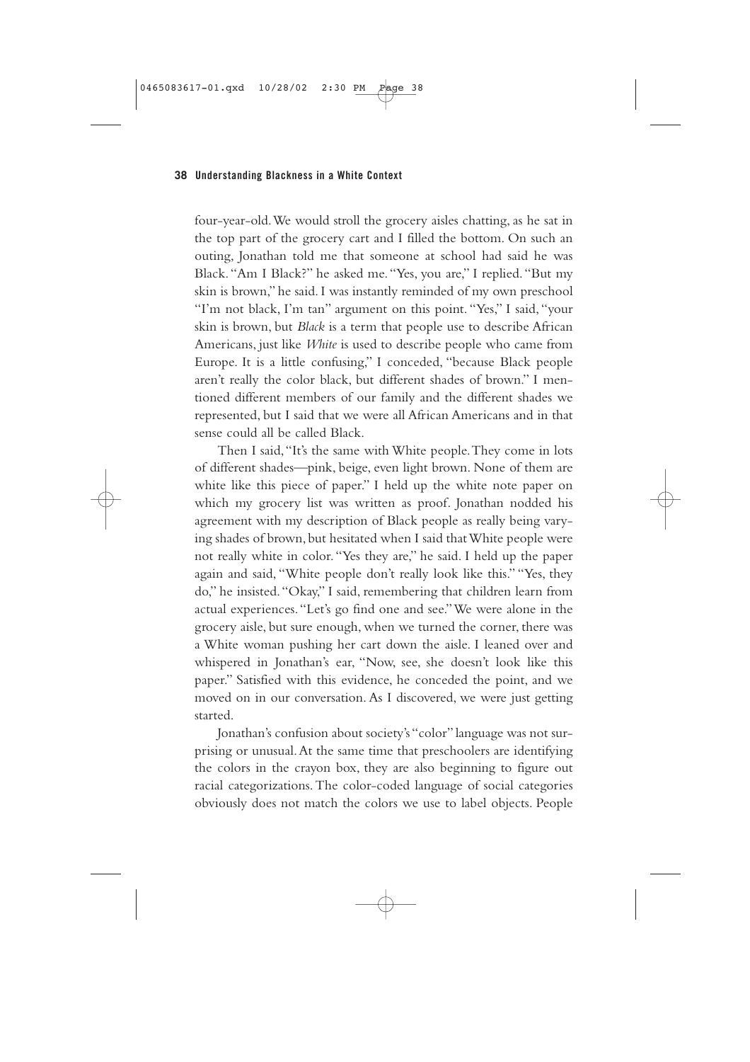four-year-old. We would stroll the grocery aisles chatting, as he sat in the top part of the grocery cart and I filled the bottom. On such an outing, Jonathan told me that someone at school had said he was Black. "Am I Black?" he asked me. "Yes, you are," I replied. "But my skin is brown," he said. I was instantly reminded of my own preschool "I'm not black, I'm tan" argument on this point. "Yes," I said, "your skin is brown, but *Black* is a term that people use to describe African Americans, just like *White* is used to describe people who came from Europe. It is a little confusing," I conceded, "because Black people aren't really the color black, but different shades of brown." I mentioned different members of our family and the different shades we represented, but I said that we were all African Americans and in that sense could all be called Black.

Then I said, "It's the same with White people. They come in lots of different shades—pink, beige, even light brown. None of them are white like this piece of paper." I held up the white note paper on which my grocery list was written as proof. Jonathan nodded his agreement with my description of Black people as really being varying shades of brown, but hesitated when I said that White people were not really white in color. "Yes they are," he said. I held up the paper again and said, "White people don't really look like this." "Yes, they do," he insisted. "Okay," I said, remembering that children learn from actual experiences. "Let's go find one and see." We were alone in the grocery aisle, but sure enough, when we turned the corner, there was a White woman pushing her cart down the aisle. I leaned over and whispered in Jonathan's ear, "Now, see, she doesn't look like this paper." Satisfied with this evidence, he conceded the point, and we moved on in our conversation. As I discovered, we were just getting started.

Jonathan's confusion about society's "color" language was not surprising or unusual. At the same time that preschoolers are identifying the colors in the crayon box, they are also beginning to figure out racial categorizations. The color-coded language of social categories obviously does not match the colors we use to label objects. People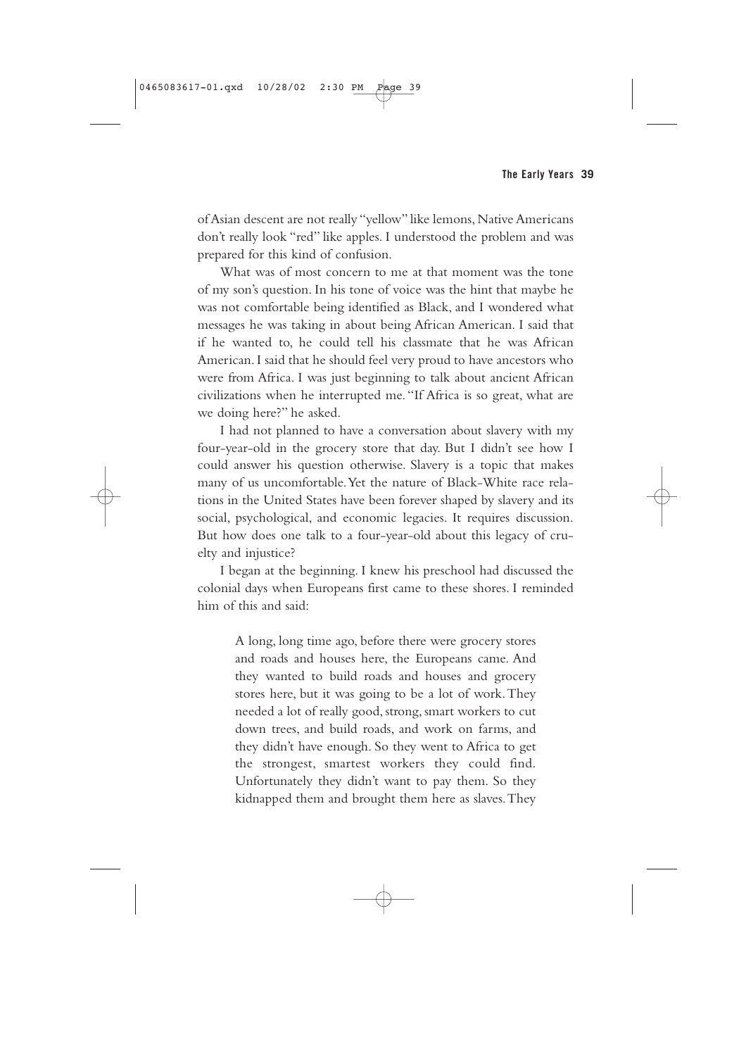of Asian descent are not really "yellow" like lemons, Native Americans don't really look "red" like apples. I understood the problem and was prepared for this kind of confusion.

What was of most concern to me at that moment was the tone of my son's question. In his tone of voice was the hint that maybe he was not comfortable being identified as Black, and I wondered what messages he was taking in about being African American. I said that if he wanted to, he could tell his classmate that he was African American. I said that he should feel very proud to have ancestors who were from Africa. I was just beginning to talk about ancient African civilizations when he interrupted me. "If Africa is so great, what are we doing here?" he asked.

I had not planned to have a conversation about slavery with my four-year-old in the grocery store that day. But I didn't see how I could answer his question otherwise. Slavery is a topic that makes many of us uncomfortable. Yet the nature of Black-White race relations in the United States have been forever shaped by slavery and its social, psychological, and economic legacies. It requires discussion. But how does one talk to a four-year-old about this legacy of cruelty and injustice?

I began at the beginning. I knew his preschool had discussed the colonial days when Europeans first came to these shores. I reminded him of this and said:

> A long, long time ago, before there were grocery stores and roads and houses here, the Europeans came. And they wanted to build roads and houses and grocery stores here, but it was going to be a lot of work. They needed a lot of really good, strong, smart workers to cut down trees, and build roads, and work on farms, and they didn't have enough. So they went to Africa to get the strongest, smartest workers they could find. Unfortunately they didn't want to pay them. So they kidnapped them and brought them here as slaves. They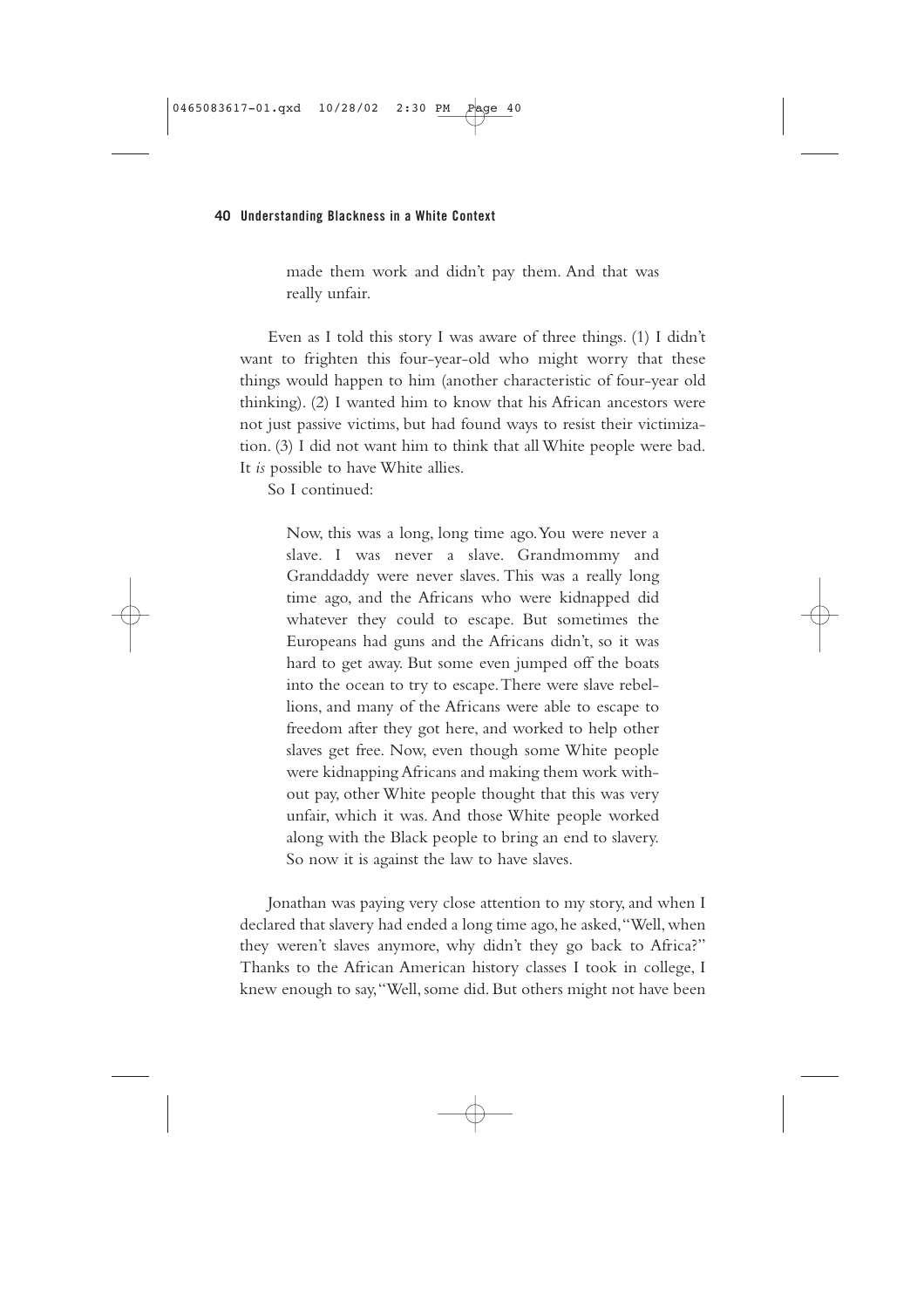> made them work and didn't pay them. And that was really unfair.

Even as I told this story I was aware of three things. (1) I didn't want to frighten this four-year-old who might worry that these things would happen to him (another characteristic of four-year old thinking). (2) I wanted him to know that his African ancestors were not just passive victims, but had found ways to resist their victimization. (3) I did not want him to think that all White people were bad. It *is* possible to have White allies.

So I continued:

> Now, this was a long, long time ago. You were never a slave. I was never a slave. Grandmommy and Granddaddy were never slaves. This was a really long time ago, and the Africans who were kidnapped did whatever they could to escape. But sometimes the Europeans had guns and the Africans didn't, so it was hard to get away. But some even jumped off the boats into the ocean to try to escape. There were slave rebellions, and many of the Africans were able to escape to freedom after they got here, and worked to help other slaves get free. Now, even though some White people were kidnapping Africans and making them work without pay, other White people thought that this was very unfair, which it was. And those White people worked along with the Black people to bring an end to slavery. So now it is against the law to have slaves.

Jonathan was paying very close attention to my story, and when I declared that slavery had ended a long time ago, he asked, "Well, when they weren't slaves anymore, why didn't they go back to Africa?" Thanks to the African American history classes I took in college, I knew enough to say, "Well, some did. But others might not have been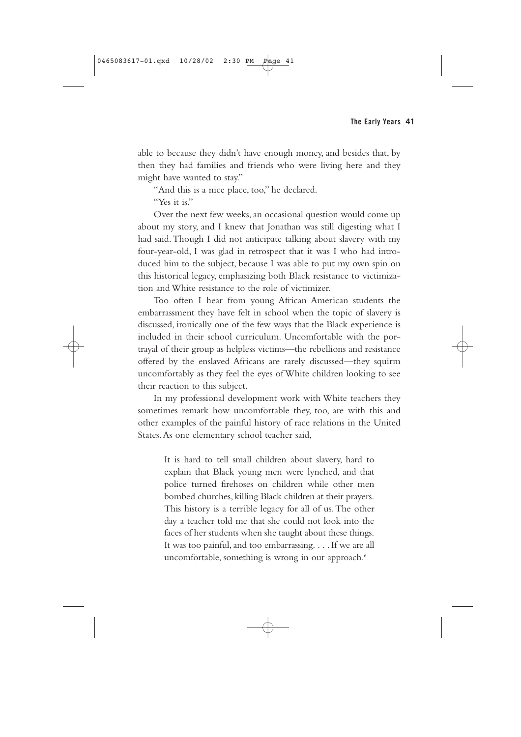able to because they didn't have enough money, and besides that, by then they had families and friends who were living here and they might have wanted to stay."

"And this is a nice place, too," he declared.

"Yes it is."

Over the next few weeks, an occasional question would come up about my story, and I knew that Jonathan was still digesting what I had said. Though I did not anticipate talking about slavery with my four-year-old, I was glad in retrospect that it was I who had introduced him to the subject, because I was able to put my own spin on this historical legacy, emphasizing both Black resistance to victimization and White resistance to the role of victimizer.

Too often I hear from young African American students the embarrassment they have felt in school when the topic of slavery is discussed, ironically one of the few ways that the Black experience is included in their school curriculum. Uncomfortable with the portrayal of their group as helpless victims—the rebellions and resistance offered by the enslaved Africans are rarely discussed—they squirm uncomfortably as they feel the eyes of White children looking to see their reaction to this subject.

In my professional development work with White teachers they sometimes remark how uncomfortable they, too, are with this and other examples of the painful history of race relations in the United States. As one elementary school teacher said,

> It is hard to tell small children about slavery, hard to explain that Black young men were lynched, and that police turned firehoses on children while other men bombed churches, killing Black children at their prayers. This history is a terrible legacy for all of us. The other day a teacher told me that she could not look into the faces of her students when she taught about these things. It was too painful, and too embarrassing. . . . If we are all uncomfortable, something is wrong in our approach.[6]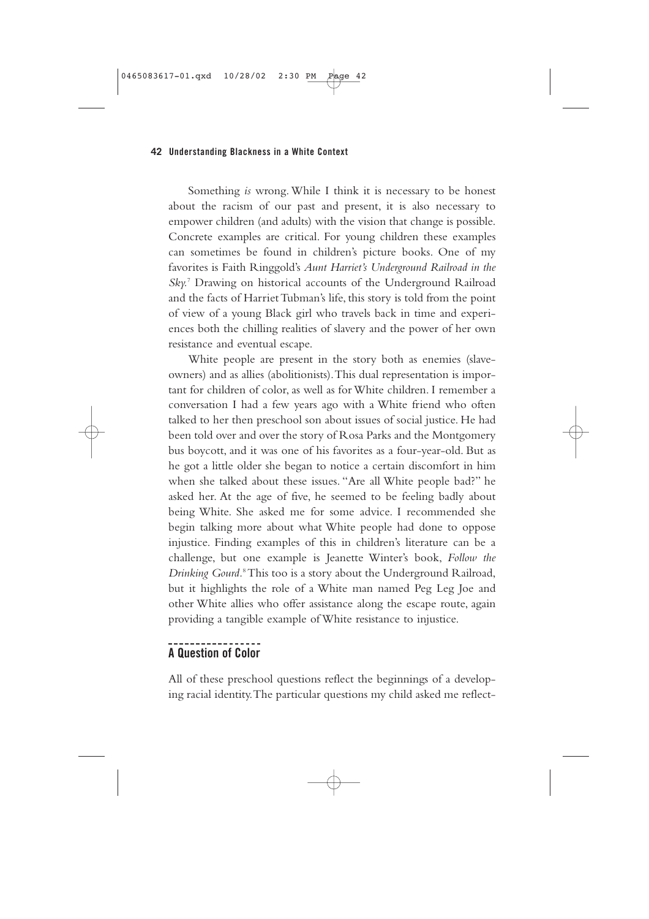Something *is* wrong. While I think it is necessary to be honest about the racism of our past and present, it is also necessary to empower children (and adults) with the vision that change is possible. Concrete examples are critical. For young children these examples can sometimes be found in children's picture books. One of my favorites is Faith Ringgold's *Aunt Harriet's Underground Railroad in the Sky.*[7] Drawing on historical accounts of the Underground Railroad and the facts of Harriet Tubman's life, this story is told from the point of view of a young Black girl who travels back in time and experiences both the chilling realities of slavery and the power of her own resistance and eventual escape.

White people are present in the story both as enemies (slaveowners) and as allies (abolitionists). This dual representation is important for children of color, as well as for White children. I remember a conversation I had a few years ago with a White friend who often talked to her then preschool son about issues of social justice. He had been told over and over the story of Rosa Parks and the Montgomery bus boycott, and it was one of his favorites as a four-year-old. But as he got a little older she began to notice a certain discomfort in him when she talked about these issues. "Are all White people bad?" he asked her. At the age of five, he seemed to be feeling badly about being White. She asked me for some advice. I recommended she begin talking more about what White people had done to oppose injustice. Finding examples of this in children's literature can be a challenge, but one example is Jeanette Winter's book, *Follow the Drinking Gourd.*[8] This too is a story about the Underground Railroad, but it highlights the role of a White man named Peg Leg Joe and other White allies who offer assistance along the escape route, again providing a tangible example of White resistance to injustice.

## A Question of Color

All of these preschool questions reflect the beginnings of a developing racial identity. The particular questions my child asked me reflect-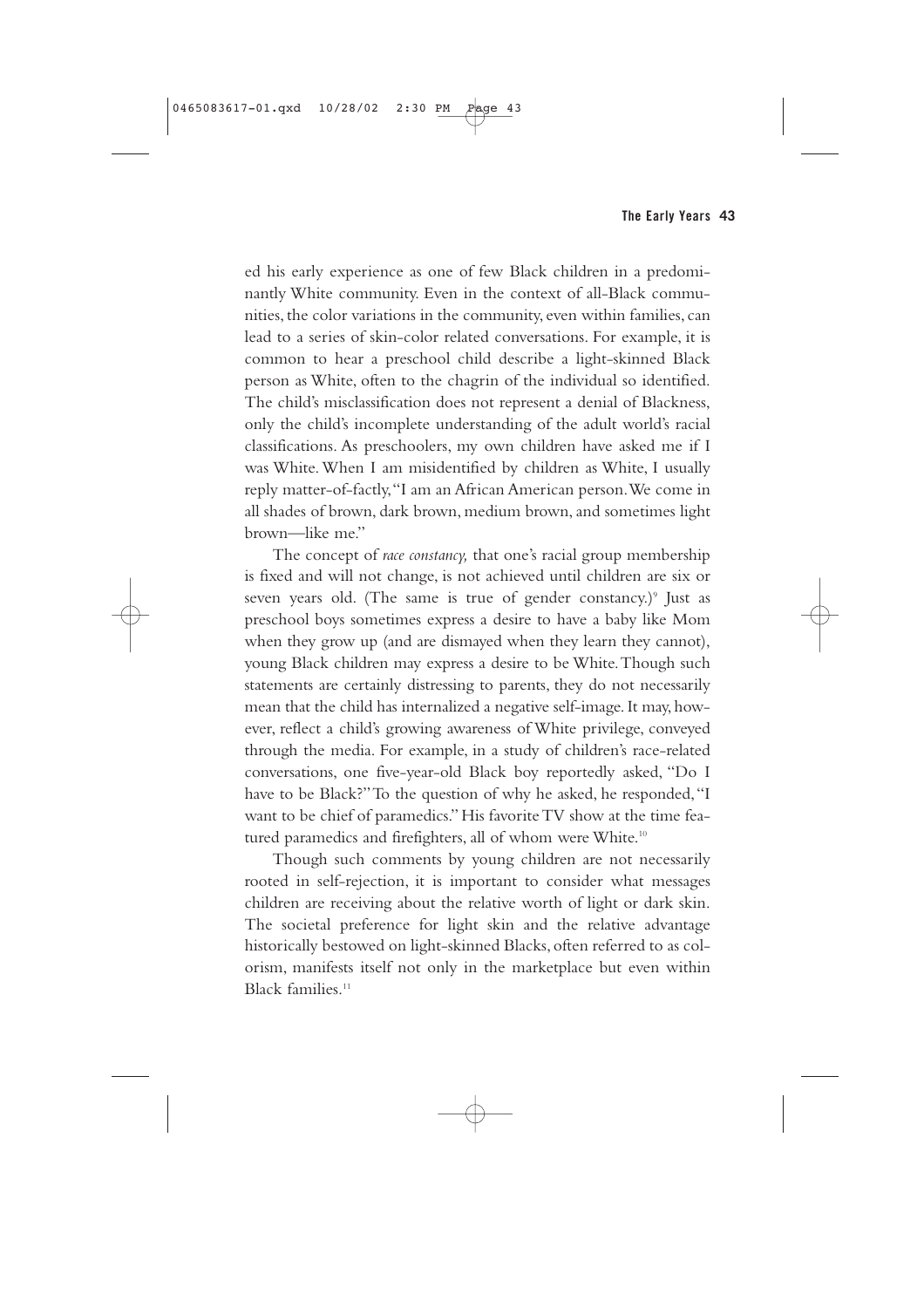ed his early experience as one of few Black children in a predominantly White community. Even in the context of all-Black communities, the color variations in the community, even within families, can lead to a series of skin-color related conversations. For example, it is common to hear a preschool child describe a light-skinned Black person as White, often to the chagrin of the individual so identified. The child's misclassification does not represent a denial of Blackness, only the child's incomplete understanding of the adult world's racial classifications. As preschoolers, my own children have asked me if I was White. When I am misidentified by children as White, I usually reply matter-of-factly, "I am an African American person. We come in all shades of brown, dark brown, medium brown, and sometimes light brown—like me."

The concept of *race constancy,* that one's racial group membership is fixed and will not change, is not achieved until children are six or seven years old. (The same is true of gender constancy.)[9] Just as preschool boys sometimes express a desire to have a baby like Mom when they grow up (and are dismayed when they learn they cannot), young Black children may express a desire to be White. Though such statements are certainly distressing to parents, they do not necessarily mean that the child has internalized a negative self-image. It may, however, reflect a child's growing awareness of White privilege, conveyed through the media. For example, in a study of children's race-related conversations, one five-year-old Black boy reportedly asked, "Do I have to be Black?" To the question of why he asked, he responded, "I want to be chief of paramedics." His favorite TV show at the time featured paramedics and firefighters, all of whom were White.[10]

Though such comments by young children are not necessarily rooted in self-rejection, it is important to consider what messages children are receiving about the relative worth of light or dark skin. The societal preference for light skin and the relative advantage historically bestowed on light-skinned Blacks, often referred to as colorism, manifests itself not only in the marketplace but even within Black families.[11]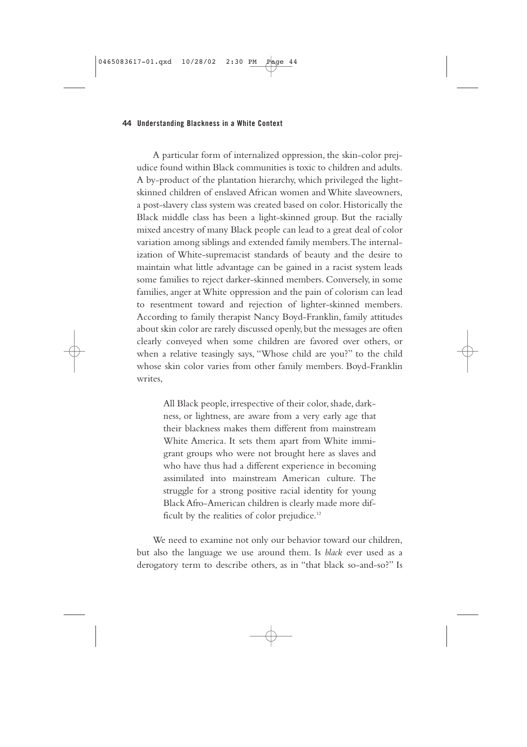A particular form of internalized oppression, the skin-color prejudice found within Black communities is toxic to children and adults. A by-product of the plantation hierarchy, which privileged the light-skinned children of enslaved African women and White slaveowners, a post-slavery class system was created based on color. Historically the Black middle class has been a light-skinned group. But the racially mixed ancestry of many Black people can lead to a great deal of color variation among siblings and extended family members. The internalization of White-supremacist standards of beauty and the desire to maintain what little advantage can be gained in a racist system leads some families to reject darker-skinned members. Conversely, in some families, anger at White oppression and the pain of colorism can lead to resentment toward and rejection of lighter-skinned members. According to family therapist Nancy Boyd-Franklin, family attitudes about skin color are rarely discussed openly, but the messages are often clearly conveyed when some children are favored over others, or when a relative teasingly says, "Whose child are you?" to the child whose skin color varies from other family members. Boyd-Franklin writes,

> All Black people, irrespective of their color, shade, darkness, or lightness, are aware from a very early age that their blackness makes them different from mainstream White America. It sets them apart from White immigrant groups who were not brought here as slaves and who have thus had a different experience in becoming assimilated into mainstream American culture. The struggle for a strong positive racial identity for young Black Afro-American children is clearly made more difficult by the realities of color prejudice.[12]

We need to examine not only our behavior toward our children, but also the language we use around them. Is *black* ever used as a derogatory term to describe others, as in "that black so-and-so?" Is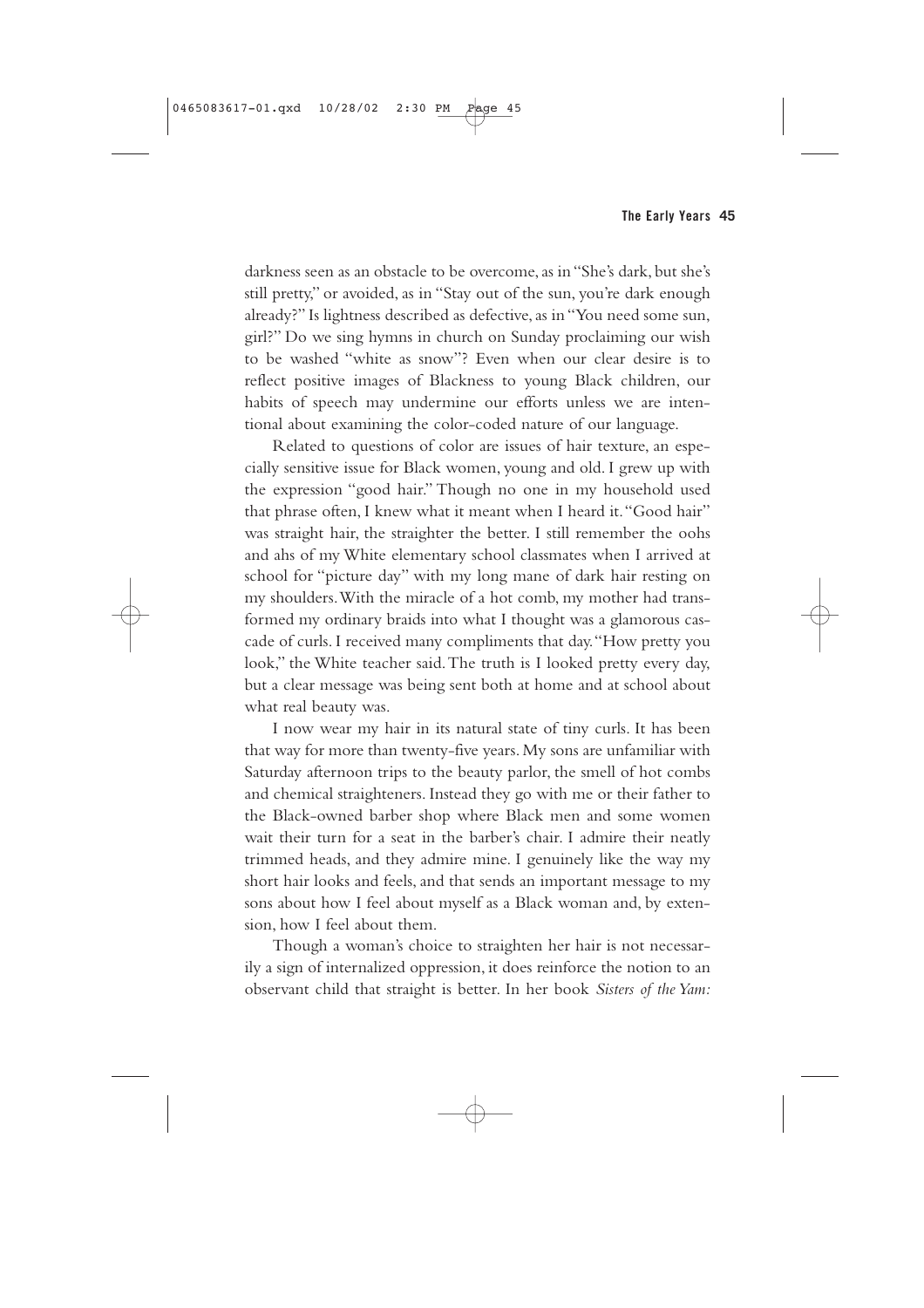darkness seen as an obstacle to be overcome, as in "She's dark, but she's still pretty," or avoided, as in "Stay out of the sun, you're dark enough already?" Is lightness described as defective, as in "You need some sun, girl?" Do we sing hymns in church on Sunday proclaiming our wish to be washed "white as snow"? Even when our clear desire is to reflect positive images of Blackness to young Black children, our habits of speech may undermine our efforts unless we are intentional about examining the color-coded nature of our language.

Related to questions of color are issues of hair texture, an especially sensitive issue for Black women, young and old. I grew up with the expression "good hair." Though no one in my household used that phrase often, I knew what it meant when I heard it. "Good hair" was straight hair, the straighter the better. I still remember the oohs and ahs of my White elementary school classmates when I arrived at school for "picture day" with my long mane of dark hair resting on my shoulders. With the miracle of a hot comb, my mother had transformed my ordinary braids into what I thought was a glamorous cascade of curls. I received many compliments that day. "How pretty you look," the White teacher said. The truth is I looked pretty every day, but a clear message was being sent both at home and at school about what real beauty was.

I now wear my hair in its natural state of tiny curls. It has been that way for more than twenty-five years. My sons are unfamiliar with Saturday afternoon trips to the beauty parlor, the smell of hot combs and chemical straighteners. Instead they go with me or their father to the Black-owned barber shop where Black men and some women wait their turn for a seat in the barber's chair. I admire their neatly trimmed heads, and they admire mine. I genuinely like the way my short hair looks and feels, and that sends an important message to my sons about how I feel about myself as a Black woman and, by extension, how I feel about them.

Though a woman's choice to straighten her hair is not necessarily a sign of internalized oppression, it does reinforce the notion to an observant child that straight is better. In her book *Sisters of the Yam:*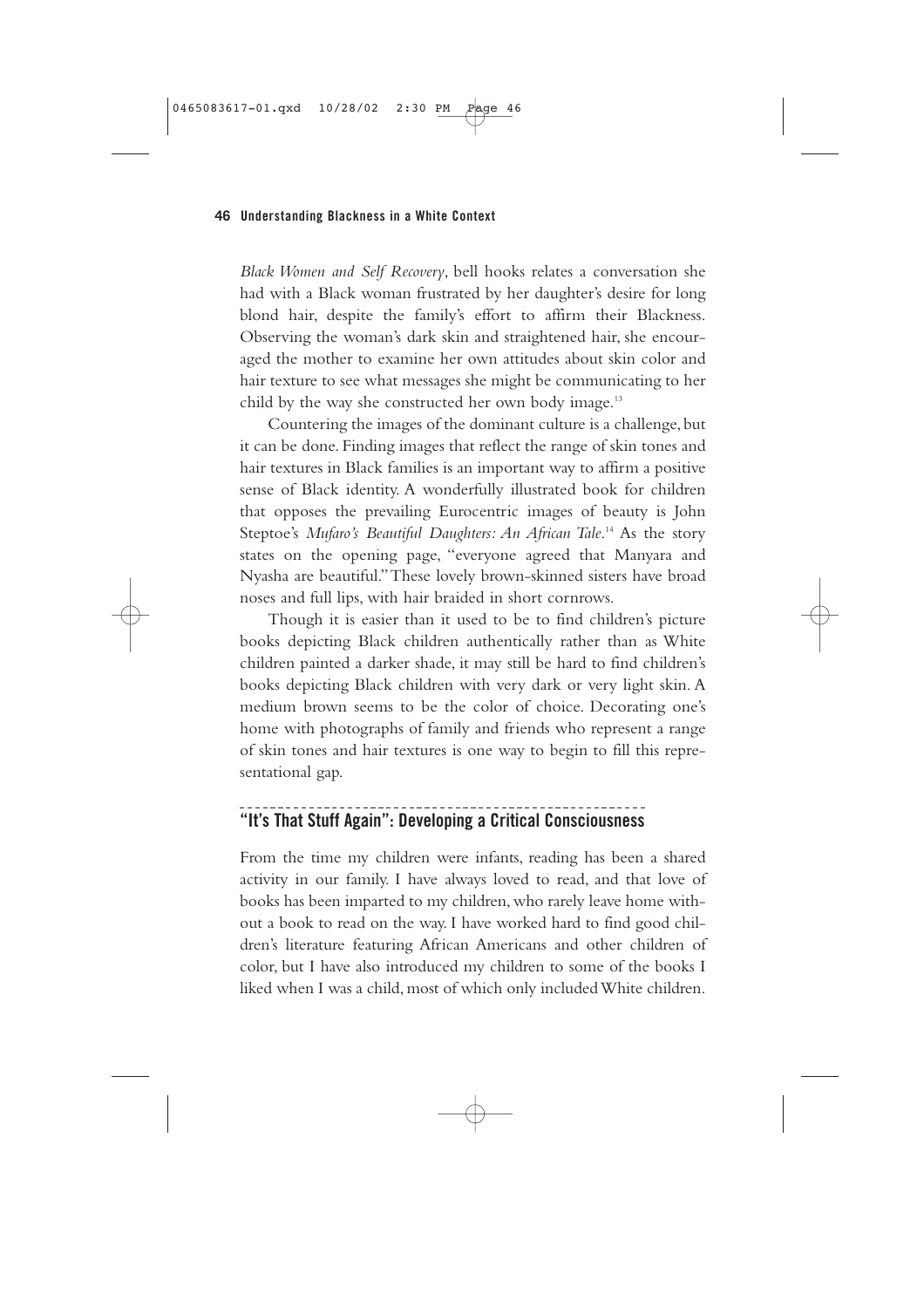*Black Women and Self Recovery*, bell hooks relates a conversation she had with a Black woman frustrated by her daughter's desire for long blond hair, despite the family's effort to affirm their Blackness. Observing the woman's dark skin and straightened hair, she encouraged the mother to examine her own attitudes about skin color and hair texture to see what messages she might be communicating to her child by the way she constructed her own body image.[13]

Countering the images of the dominant culture is a challenge, but it can be done. Finding images that reflect the range of skin tones and hair textures in Black families is an important way to affirm a positive sense of Black identity. A wonderfully illustrated book for children that opposes the prevailing Eurocentric images of beauty is John Steptoe's *Mufaro's Beautiful Daughters: An African Tale*.[14] As the story states on the opening page, "everyone agreed that Manyara and Nyasha are beautiful." These lovely brown-skinned sisters have broad noses and full lips, with hair braided in short cornrows.

Though it is easier than it used to be to find children's picture books depicting Black children authentically rather than as White children painted a darker shade, it may still be hard to find children's books depicting Black children with very dark or very light skin. A medium brown seems to be the color of choice. Decorating one's home with photographs of family and friends who represent a range of skin tones and hair textures is one way to begin to fill this representational gap.

## "It's That Stuff Again": Developing a Critical Consciousness

From the time my children were infants, reading has been a shared activity in our family. I have always loved to read, and that love of books has been imparted to my children, who rarely leave home without a book to read on the way. I have worked hard to find good children's literature featuring African Americans and other children of color, but I have also introduced my children to some of the books I liked when I was a child, most of which only included White children.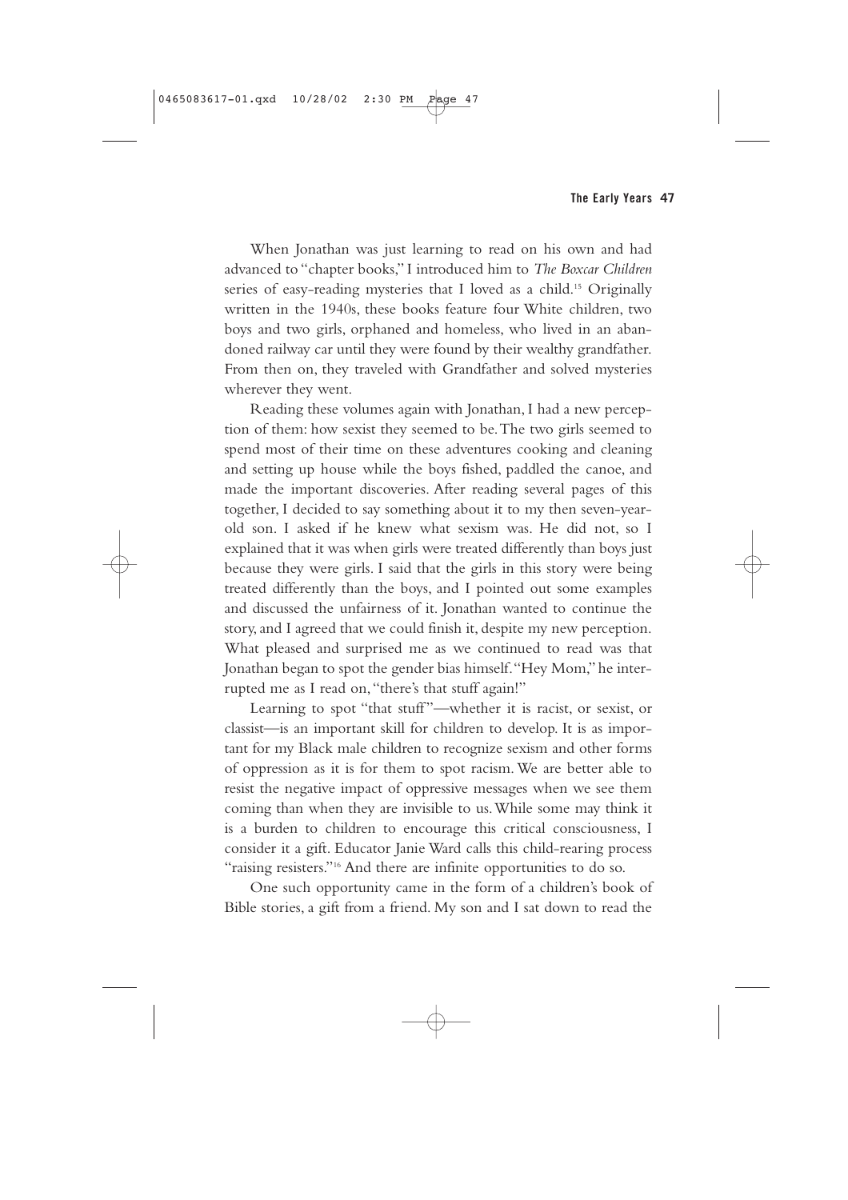When Jonathan was just learning to read on his own and had advanced to "chapter books," I introduced him to *The Boxcar Children* series of easy-reading mysteries that I loved as a child.[15] Originally written in the 1940s, these books feature four White children, two boys and two girls, orphaned and homeless, who lived in an abandoned railway car until they were found by their wealthy grandfather. From then on, they traveled with Grandfather and solved mysteries wherever they went.

Reading these volumes again with Jonathan, I had a new perception of them: how sexist they seemed to be. The two girls seemed to spend most of their time on these adventures cooking and cleaning and setting up house while the boys fished, paddled the canoe, and made the important discoveries. After reading several pages of this together, I decided to say something about it to my then seven-year-old son. I asked if he knew what sexism was. He did not, so I explained that it was when girls were treated differently than boys just because they were girls. I said that the girls in this story were being treated differently than the boys, and I pointed out some examples and discussed the unfairness of it. Jonathan wanted to continue the story, and I agreed that we could finish it, despite my new perception. What pleased and surprised me as we continued to read was that Jonathan began to spot the gender bias himself. "Hey Mom," he interrupted me as I read on, "there's that stuff again!"

Learning to spot "that stuff"—whether it is racist, or sexist, or classist—is an important skill for children to develop. It is as important for my Black male children to recognize sexism and other forms of oppression as it is for them to spot racism. We are better able to resist the negative impact of oppressive messages when we see them coming than when they are invisible to us. While some may think it is a burden to children to encourage this critical consciousness, I consider it a gift. Educator Janie Ward calls this child-rearing process "raising resisters."[16] And there are infinite opportunities to do so.

One such opportunity came in the form of a children's book of Bible stories, a gift from a friend. My son and I sat down to read the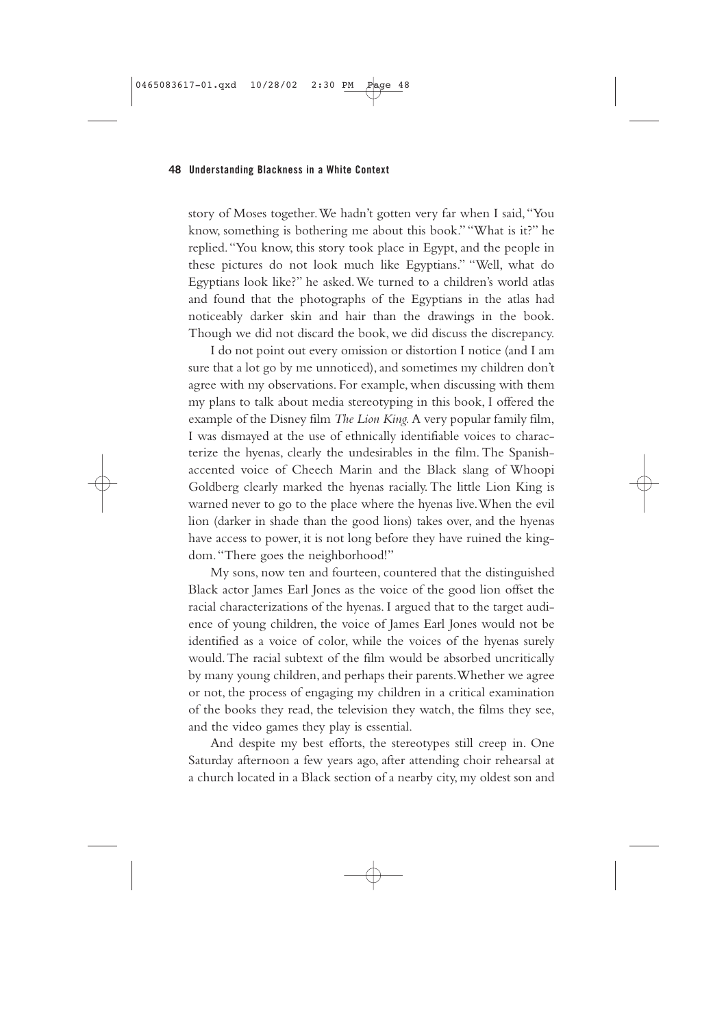story of Moses together. We hadn't gotten very far when I said, "You know, something is bothering me about this book." "What is it?" he replied. "You know, this story took place in Egypt, and the people in these pictures do not look much like Egyptians." "Well, what do Egyptians look like?" he asked. We turned to a children's world atlas and found that the photographs of the Egyptians in the atlas had noticeably darker skin and hair than the drawings in the book. Though we did not discard the book, we did discuss the discrepancy.

I do not point out every omission or distortion I notice (and I am sure that a lot go by me unnoticed), and sometimes my children don't agree with my observations. For example, when discussing with them my plans to talk about media stereotyping in this book, I offered the example of the Disney film *The Lion King*. A very popular family film, I was dismayed at the use of ethnically identifiable voices to characterize the hyenas, clearly the undesirables in the film. The Spanish-accented voice of Cheech Marin and the Black slang of Whoopi Goldberg clearly marked the hyenas racially. The little Lion King is warned never to go to the place where the hyenas live. When the evil lion (darker in shade than the good lions) takes over, and the hyenas have access to power, it is not long before they have ruined the kingdom. "There goes the neighborhood!"

My sons, now ten and fourteen, countered that the distinguished Black actor James Earl Jones as the voice of the good lion offset the racial characterizations of the hyenas. I argued that to the target audience of young children, the voice of James Earl Jones would not be identified as a voice of color, while the voices of the hyenas surely would. The racial subtext of the film would be absorbed uncritically by many young children, and perhaps their parents. Whether we agree or not, the process of engaging my children in a critical examination of the books they read, the television they watch, the films they see, and the video games they play is essential.

And despite my best efforts, the stereotypes still creep in. One Saturday afternoon a few years ago, after attending choir rehearsal at a church located in a Black section of a nearby city, my oldest son and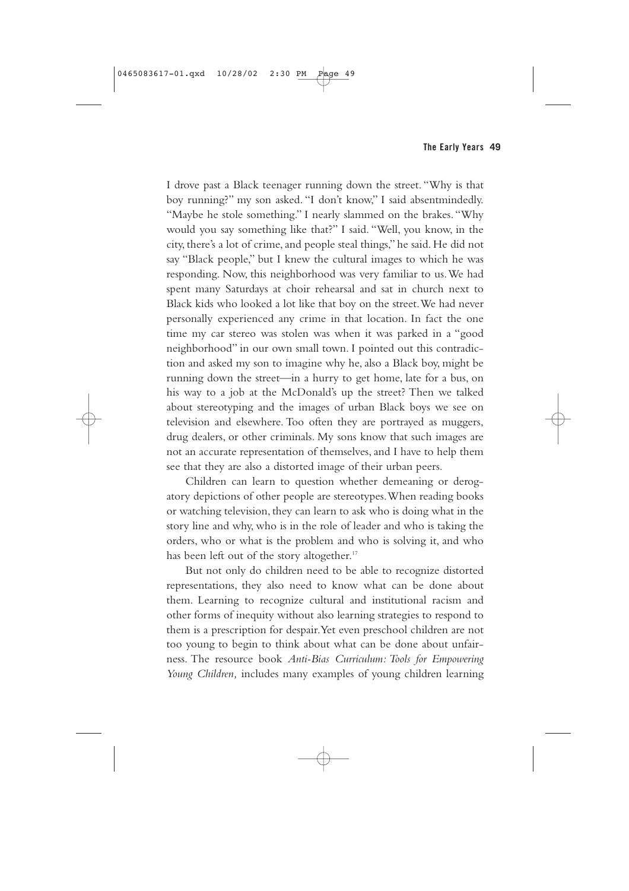I drove past a Black teenager running down the street. "Why is that boy running?" my son asked. "I don't know," I said absentmindedly. "Maybe he stole something." I nearly slammed on the brakes. "Why would you say something like that?" I said. "Well, you know, in the city, there's a lot of crime, and people steal things," he said. He did not say "Black people," but I knew the cultural images to which he was responding. Now, this neighborhood was very familiar to us. We had spent many Saturdays at choir rehearsal and sat in church next to Black kids who looked a lot like that boy on the street. We had never personally experienced any crime in that location. In fact the one time my car stereo was stolen was when it was parked in a "good neighborhood" in our own small town. I pointed out this contradiction and asked my son to imagine why he, also a Black boy, might be running down the street—in a hurry to get home, late for a bus, on his way to a job at the McDonald's up the street? Then we talked about stereotyping and the images of urban Black boys we see on television and elsewhere. Too often they are portrayed as muggers, drug dealers, or other criminals. My sons know that such images are not an accurate representation of themselves, and I have to help them see that they are also a distorted image of their urban peers.

Children can learn to question whether demeaning or derogatory depictions of other people are stereotypes. When reading books or watching television, they can learn to ask who is doing what in the story line and why, who is in the role of leader and who is taking the orders, who or what is the problem and who is solving it, and who has been left out of the story altogether.[17]

But not only do children need to be able to recognize distorted representations, they also need to know what can be done about them. Learning to recognize cultural and institutional racism and other forms of inequity without also learning strategies to respond to them is a prescription for despair. Yet even preschool children are not too young to begin to think about what can be done about unfairness. The resource book *Anti-Bias Curriculum: Tools for Empowering Young Children,* includes many examples of young children learning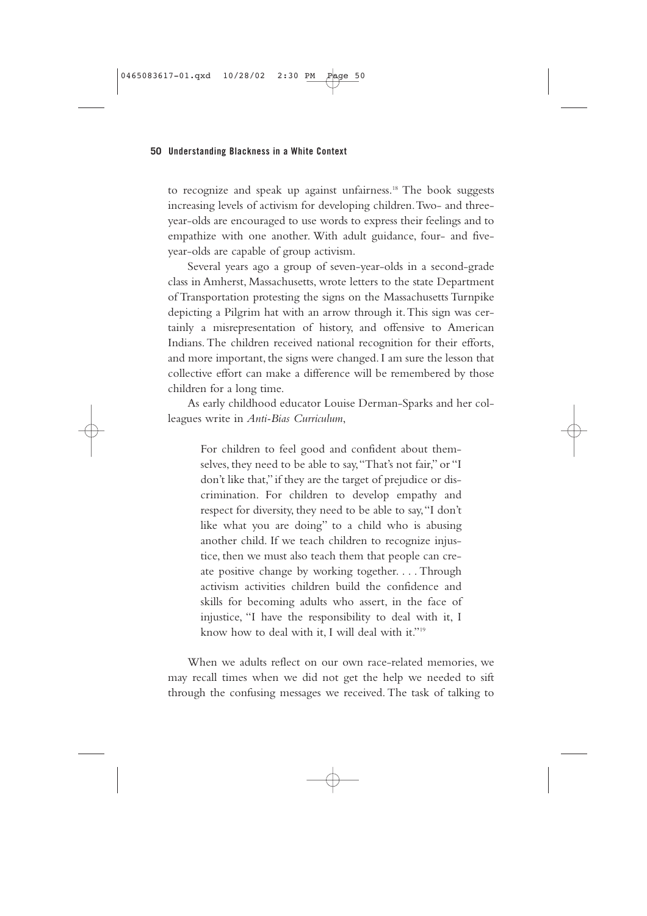to recognize and speak up against unfairness.[18] The book suggests increasing levels of activism for developing children. Two- and three-year-olds are encouraged to use words to express their feelings and to empathize with one another. With adult guidance, four- and five-year-olds are capable of group activism.

Several years ago a group of seven-year-olds in a second-grade class in Amherst, Massachusetts, wrote letters to the state Department of Transportation protesting the signs on the Massachusetts Turnpike depicting a Pilgrim hat with an arrow through it. This sign was certainly a misrepresentation of history, and offensive to American Indians. The children received national recognition for their efforts, and more important, the signs were changed. I am sure the lesson that collective effort can make a difference will be remembered by those children for a long time.

As early childhood educator Louise Derman-Sparks and her colleagues write in *Anti-Bias Curriculum*,

> For children to feel good and confident about themselves, they need to be able to say, "That's not fair," or "I don't like that," if they are the target of prejudice or discrimination. For children to develop empathy and respect for diversity, they need to be able to say, "I don't like what you are doing" to a child who is abusing another child. If we teach children to recognize injustice, then we must also teach them that people can create positive change by working together. . . . Through activism activities children build the confidence and skills for becoming adults who assert, in the face of injustice, "I have the responsibility to deal with it, I know how to deal with it, I will deal with it."[19]

When we adults reflect on our own race-related memories, we may recall times when we did not get the help we needed to sift through the confusing messages we received. The task of talking to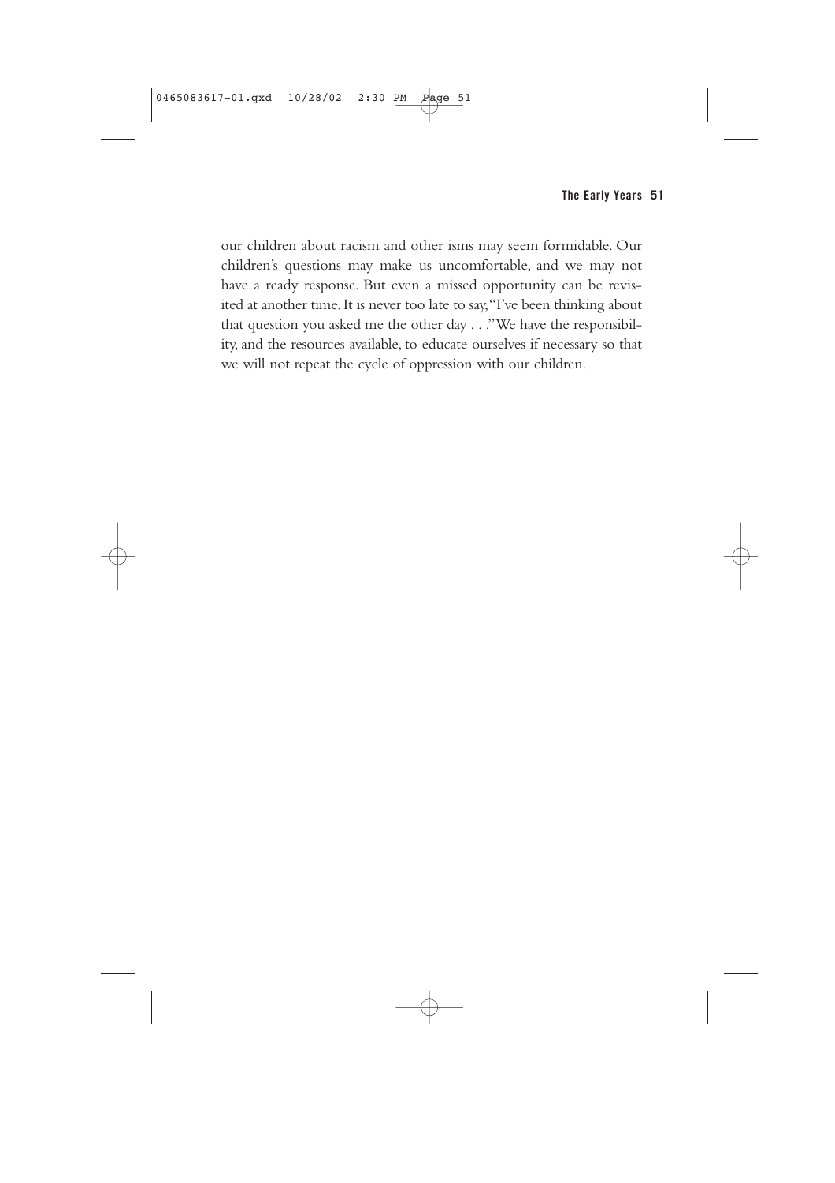our children about racism and other isms may seem formidable. Our children's questions may make us uncomfortable, and we may not have a ready response. But even a missed opportunity can be revisited at another time. It is never too late to say, "I've been thinking about that question you asked me the other day . . ." We have the responsibility, and the resources available, to educate ourselves if necessary so that we will not repeat the cycle of oppression with our children.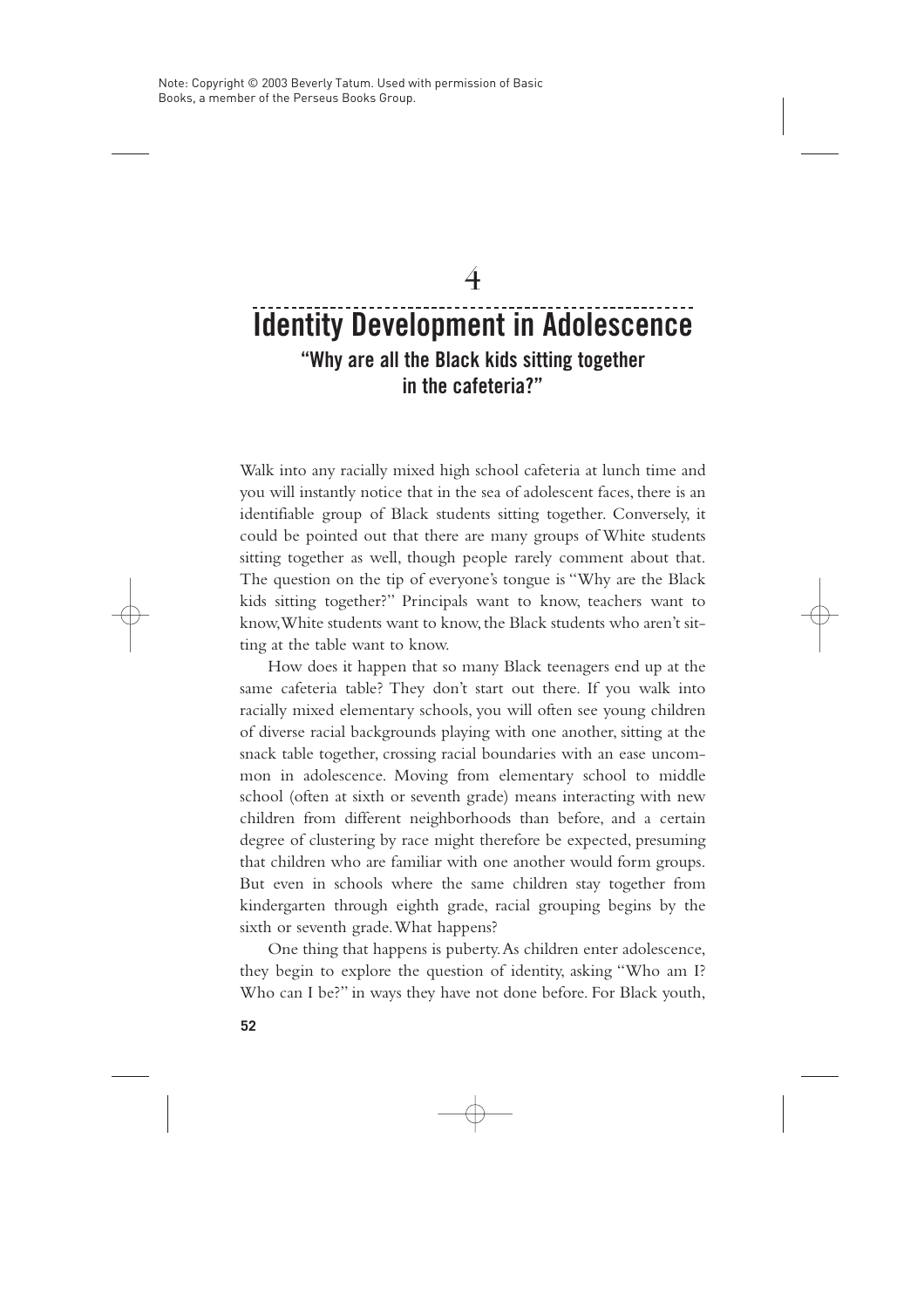Note: Copyright © 2003 Beverly Tatum. Used with permission of Basic Books, a member of the Perseus Books Group.

# 4

# Identity Development in Adolescence

## "Why are all the Black kids sitting together in the cafeteria?"

Walk into any racially mixed high school cafeteria at lunch time and you will instantly notice that in the sea of adolescent faces, there is an identifiable group of Black students sitting together. Conversely, it could be pointed out that there are many groups of White students sitting together as well, though people rarely comment about that. The question on the tip of everyone's tongue is "Why are the Black kids sitting together?" Principals want to know, teachers want to know, White students want to know, the Black students who aren't sitting at the table want to know.

How does it happen that so many Black teenagers end up at the same cafeteria table? They don't start out there. If you walk into racially mixed elementary schools, you will often see young children of diverse racial backgrounds playing with one another, sitting at the snack table together, crossing racial boundaries with an ease uncommon in adolescence. Moving from elementary school to middle school (often at sixth or seventh grade) means interacting with new children from different neighborhoods than before, and a certain degree of clustering by race might therefore be expected, presuming that children who are familiar with one another would form groups. But even in schools where the same children stay together from kindergarten through eighth grade, racial grouping begins by the sixth or seventh grade. What happens?

One thing that happens is puberty. As children enter adolescence, they begin to explore the question of identity, asking "Who am I? Who can I be?" in ways they have not done before. For Black youth,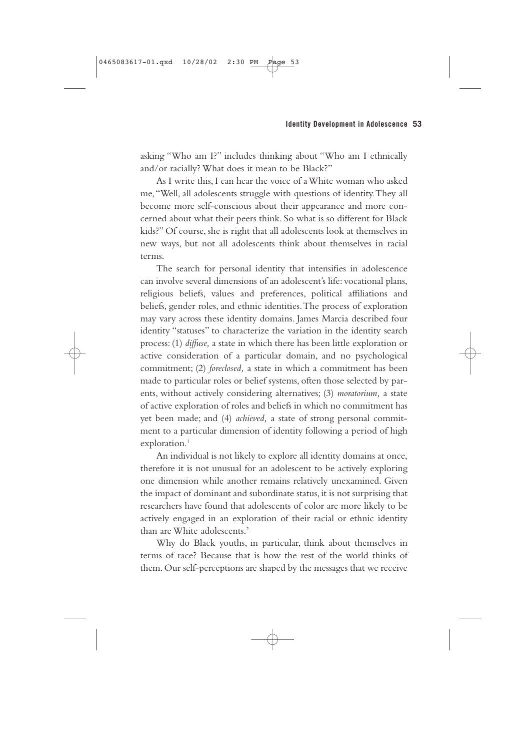asking "Who am I?" includes thinking about "Who am I ethnically and/or racially? What does it mean to be Black?"

As I write this, I can hear the voice of a White woman who asked me, "Well, all adolescents struggle with questions of identity. They all become more self-conscious about their appearance and more concerned about what their peers think. So what is so different for Black kids?" Of course, she is right that all adolescents look at themselves in new ways, but not all adolescents think about themselves in racial terms.

The search for personal identity that intensifies in adolescence can involve several dimensions of an adolescent's life: vocational plans, religious beliefs, values and preferences, political affiliations and beliefs, gender roles, and ethnic identities. The process of exploration may vary across these identity domains. James Marcia described four identity "statuses" to characterize the variation in the identity search process: (1) *diffuse,* a state in which there has been little exploration or active consideration of a particular domain, and no psychological commitment; (2) *foreclosed,* a state in which a commitment has been made to particular roles or belief systems, often those selected by parents, without actively considering alternatives; (3) *moratorium,* a state of active exploration of roles and beliefs in which no commitment has yet been made; and (4) *achieved,* a state of strong personal commitment to a particular dimension of identity following a period of high exploration.[1]

An individual is not likely to explore all identity domains at once, therefore it is not unusual for an adolescent to be actively exploring one dimension while another remains relatively unexamined. Given the impact of dominant and subordinate status, it is not surprising that researchers have found that adolescents of color are more likely to be actively engaged in an exploration of their racial or ethnic identity than are White adolescents.[2]

Why do Black youths, in particular, think about themselves in terms of race? Because that is how the rest of the world thinks of them. Our self-perceptions are shaped by the messages that we receive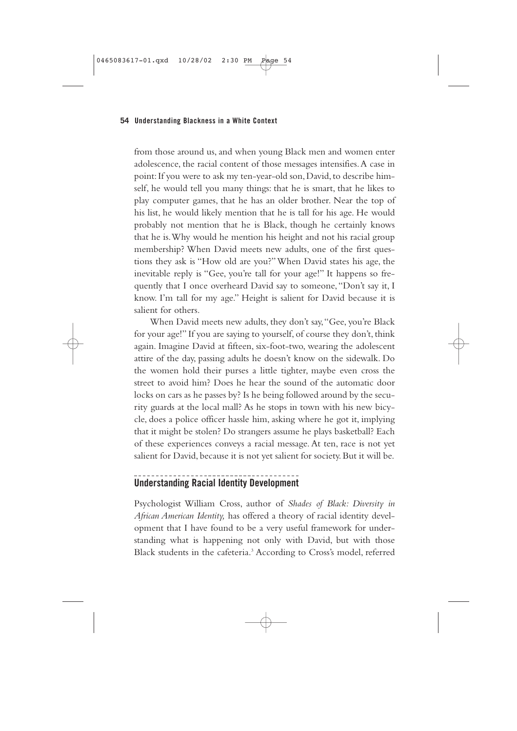from those around us, and when young Black men and women enter adolescence, the racial content of those messages intensifies. A case in point: If you were to ask my ten-year-old son, David, to describe himself, he would tell you many things: that he is smart, that he likes to play computer games, that he has an older brother. Near the top of his list, he would likely mention that he is tall for his age. He would probably not mention that he is Black, though he certainly knows that he is. Why would he mention his height and not his racial group membership? When David meets new adults, one of the first questions they ask is "How old are you?" When David states his age, the inevitable reply is "Gee, you're tall for your age!" It happens so frequently that I once overheard David say to someone, "Don't say it, I know. I'm tall for my age." Height is salient for David because it is salient for others.

When David meets new adults, they don't say, "Gee, you're Black for your age!" If you are saying to yourself, of course they don't, think again. Imagine David at fifteen, six-foot-two, wearing the adolescent attire of the day, passing adults he doesn't know on the sidewalk. Do the women hold their purses a little tighter, maybe even cross the street to avoid him? Does he hear the sound of the automatic door locks on cars as he passes by? Is he being followed around by the security guards at the local mall? As he stops in town with his new bicycle, does a police officer hassle him, asking where he got it, implying that it might be stolen? Do strangers assume he plays basketball? Each of these experiences conveys a racial message. At ten, race is not yet salient for David, because it is not yet salient for society. But it will be.

## Understanding Racial Identity Development

Psychologist William Cross, author of *Shades of Black: Diversity in African American Identity,* has offered a theory of racial identity development that I have found to be a very useful framework for understanding what is happening not only with David, but with those Black students in the cafeteria.[3] According to Cross's model, referred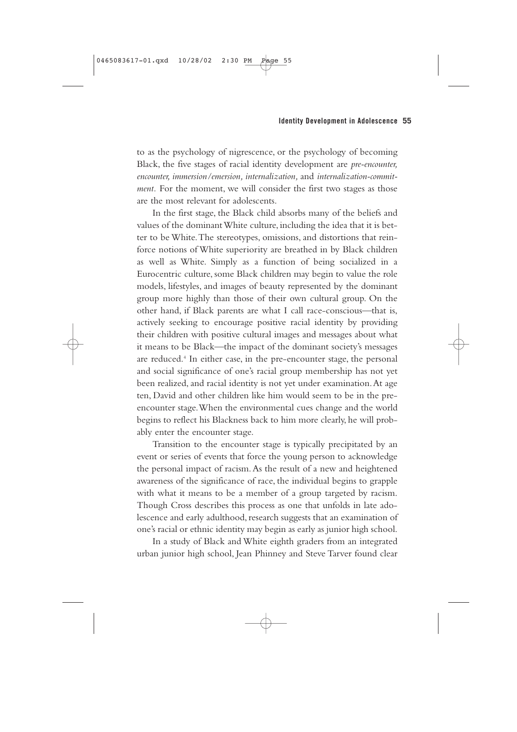to as the psychology of nigrescence, or the psychology of becoming Black, the five stages of racial identity development are *pre-encounter, encounter, immersion/emersion, internalization,* and *internalization-commitment*. For the moment, we will consider the first two stages as those are the most relevant for adolescents.

In the first stage, the Black child absorbs many of the beliefs and values of the dominant White culture, including the idea that it is better to be White. The stereotypes, omissions, and distortions that reinforce notions of White superiority are breathed in by Black children as well as White. Simply as a function of being socialized in a Eurocentric culture, some Black children may begin to value the role models, lifestyles, and images of beauty represented by the dominant group more highly than those of their own cultural group. On the other hand, if Black parents are what I call race-conscious—that is, actively seeking to encourage positive racial identity by providing their children with positive cultural images and messages about what it means to be Black—the impact of the dominant society's messages are reduced.[4] In either case, in the pre-encounter stage, the personal and social significance of one's racial group membership has not yet been realized, and racial identity is not yet under examination. At age ten, David and other children like him would seem to be in the pre-encounter stage. When the environmental cues change and the world begins to reflect his Blackness back to him more clearly, he will probably enter the encounter stage.

Transition to the encounter stage is typically precipitated by an event or series of events that force the young person to acknowledge the personal impact of racism. As the result of a new and heightened awareness of the significance of race, the individual begins to grapple with what it means to be a member of a group targeted by racism. Though Cross describes this process as one that unfolds in late adolescence and early adulthood, research suggests that an examination of one's racial or ethnic identity may begin as early as junior high school.

In a study of Black and White eighth graders from an integrated urban junior high school, Jean Phinney and Steve Tarver found clear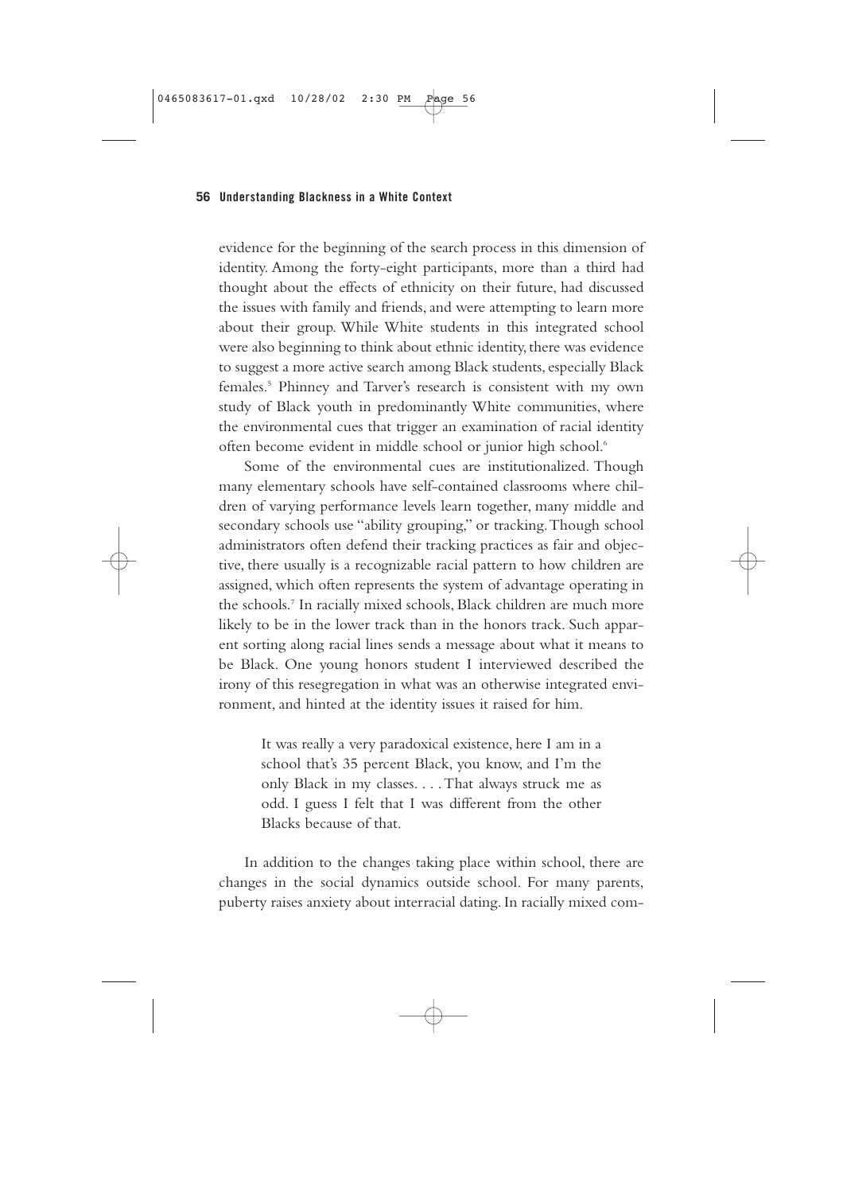evidence for the beginning of the search process in this dimension of identity. Among the forty-eight participants, more than a third had thought about the effects of ethnicity on their future, had discussed the issues with family and friends, and were attempting to learn more about their group. While White students in this integrated school were also beginning to think about ethnic identity, there was evidence to suggest a more active search among Black students, especially Black females.[5] Phinney and Tarver's research is consistent with my own study of Black youth in predominantly White communities, where the environmental cues that trigger an examination of racial identity often become evident in middle school or junior high school.[6]

Some of the environmental cues are institutionalized. Though many elementary schools have self-contained classrooms where children of varying performance levels learn together, many middle and secondary schools use "ability grouping," or tracking. Though school administrators often defend their tracking practices as fair and objective, there usually is a recognizable racial pattern to how children are assigned, which often represents the system of advantage operating in the schools.[7] In racially mixed schools, Black children are much more likely to be in the lower track than in the honors track. Such apparent sorting along racial lines sends a message about what it means to be Black. One young honors student I interviewed described the irony of this resegregation in what was an otherwise integrated environment, and hinted at the identity issues it raised for him.

> It was really a very paradoxical existence, here I am in a school that's 35 percent Black, you know, and I'm the only Black in my classes. . . . That always struck me as odd. I guess I felt that I was different from the other Blacks because of that.

In addition to the changes taking place within school, there are changes in the social dynamics outside school. For many parents, puberty raises anxiety about interracial dating. In racially mixed com-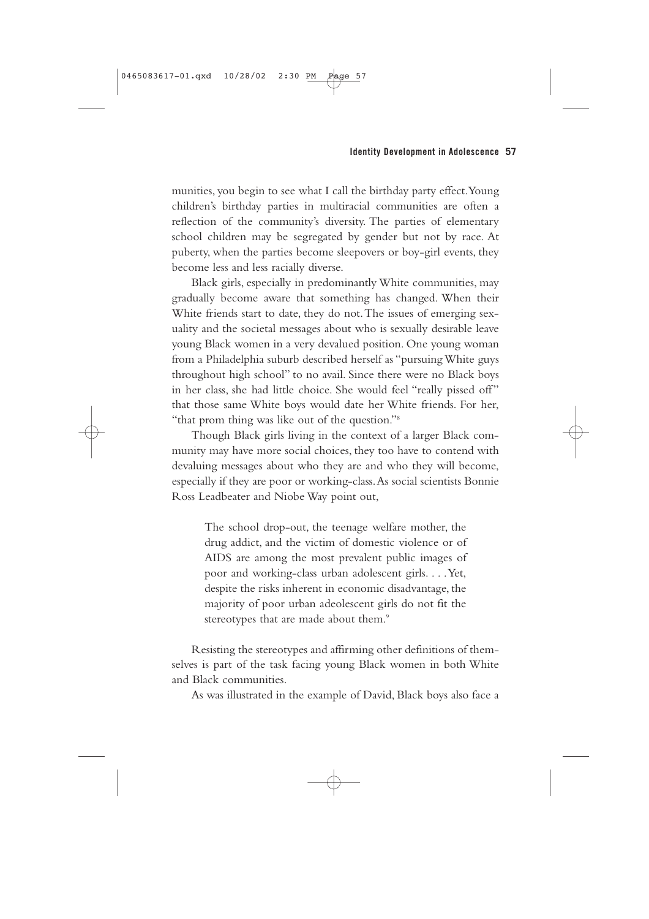munities, you begin to see what I call the birthday party effect. Young children's birthday parties in multiracial communities are often a reflection of the community's diversity. The parties of elementary school children may be segregated by gender but not by race. At puberty, when the parties become sleepovers or boy-girl events, they become less and less racially diverse.

Black girls, especially in predominantly White communities, may gradually become aware that something has changed. When their White friends start to date, they do not. The issues of emerging sexuality and the societal messages about who is sexually desirable leave young Black women in a very devalued position. One young woman from a Philadelphia suburb described herself as "pursuing White guys throughout high school" to no avail. Since there were no Black boys in her class, she had little choice. She would feel "really pissed off" that those same White boys would date her White friends. For her, "that prom thing was like out of the question."[8]

Though Black girls living in the context of a larger Black community may have more social choices, they too have to contend with devaluing messages about who they are and who they will become, especially if they are poor or working-class. As social scientists Bonnie Ross Leadbeater and Niobe Way point out,

> The school drop-out, the teenage welfare mother, the drug addict, and the victim of domestic violence or of AIDS are among the most prevalent public images of poor and working-class urban adolescent girls. . . . Yet, despite the risks inherent in economic disadvantage, the majority of poor urban adeolescent girls do not fit the stereotypes that are made about them.[9]

Resisting the stereotypes and affirming other definitions of themselves is part of the task facing young Black women in both White and Black communities.

As was illustrated in the example of David, Black boys also face a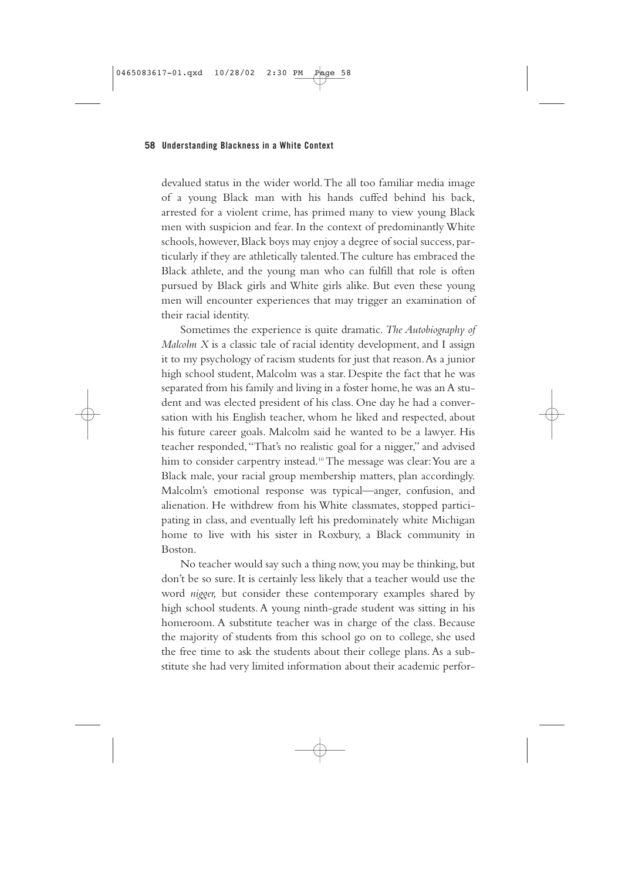devalued status in the wider world. The all too familiar media image of a young Black man with his hands cuffed behind his back, arrested for a violent crime, has primed many to view young Black men with suspicion and fear. In the context of predominantly White schools, however, Black boys may enjoy a degree of social success, particularly if they are athletically talented. The culture has embraced the Black athlete, and the young man who can fulfill that role is often pursued by Black girls and White girls alike. But even these young men will encounter experiences that may trigger an examination of their racial identity.

Sometimes the experience is quite dramatic. *The Autobiography of Malcolm X* is a classic tale of racial identity development, and I assign it to my psychology of racism students for just that reason. As a junior high school student, Malcolm was a star. Despite the fact that he was separated from his family and living in a foster home, he was an A student and was elected president of his class. One day he had a conversation with his English teacher, whom he liked and respected, about his future career goals. Malcolm said he wanted to be a lawyer. His teacher responded, "That's no realistic goal for a nigger," and advised him to consider carpentry instead.[10] The message was clear: You are a Black male, your racial group membership matters, plan accordingly. Malcolm's emotional response was typical—anger, confusion, and alienation. He withdrew from his White classmates, stopped participating in class, and eventually left his predominately white Michigan home to live with his sister in Roxbury, a Black community in Boston.

No teacher would say such a thing now, you may be thinking, but don't be so sure. It is certainly less likely that a teacher would use the word *nigger,* but consider these contemporary examples shared by high school students. A young ninth-grade student was sitting in his homeroom. A substitute teacher was in charge of the class. Because the majority of students from this school go on to college, she used the free time to ask the students about their college plans. As a substitute she had very limited information about their academic perfor-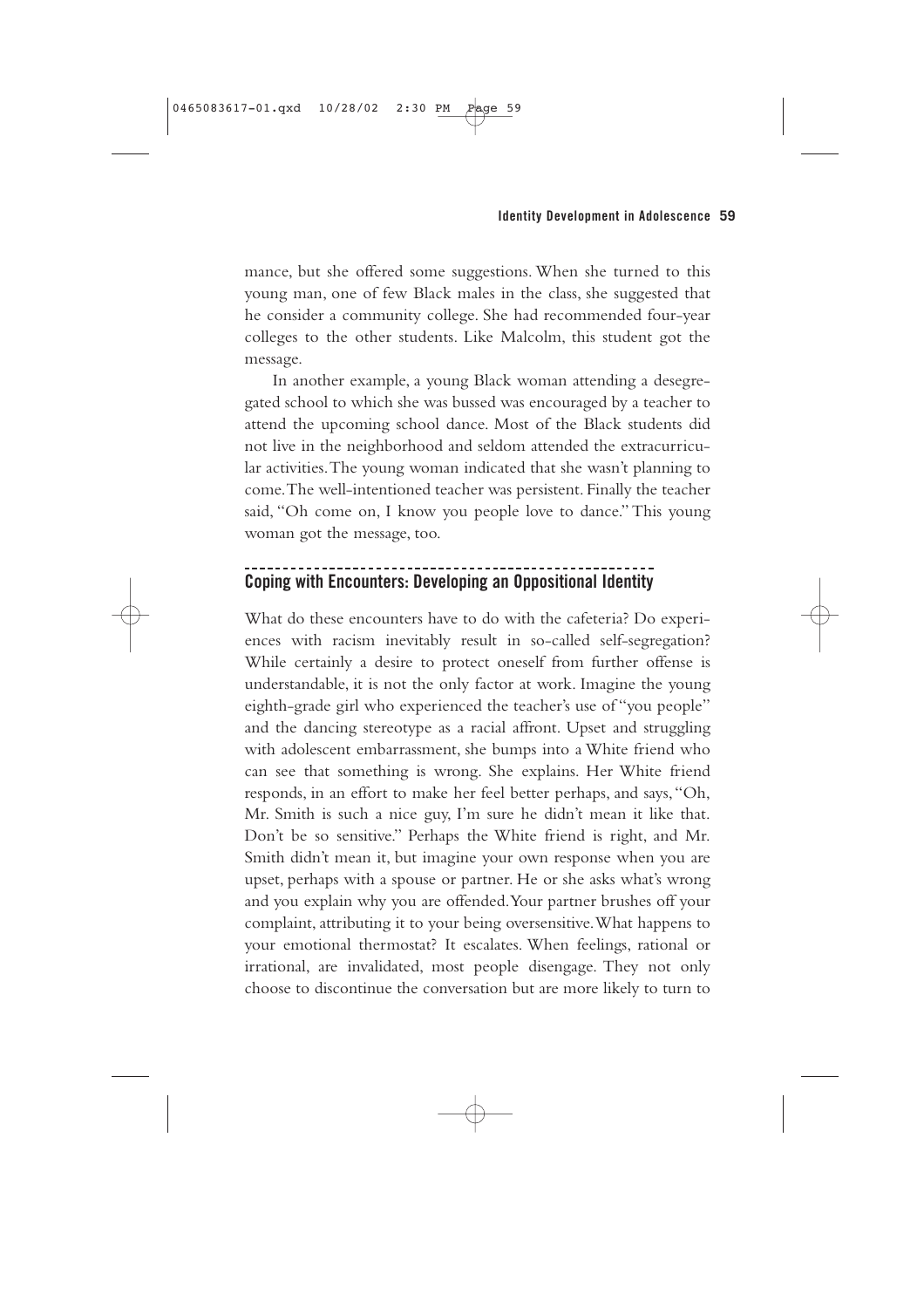mance, but she offered some suggestions. When she turned to this young man, one of few Black males in the class, she suggested that he consider a community college. She had recommended four-year colleges to the other students. Like Malcolm, this student got the message.

In another example, a young Black woman attending a desegregated school to which she was bussed was encouraged by a teacher to attend the upcoming school dance. Most of the Black students did not live in the neighborhood and seldom attended the extracurricular activities. The young woman indicated that she wasn't planning to come. The well-intentioned teacher was persistent. Finally the teacher said, "Oh come on, I know you people love to dance." This young woman got the message, too.

## Coping with Encounters: Developing an Oppositional Identity

What do these encounters have to do with the cafeteria? Do experiences with racism inevitably result in so-called self-segregation? While certainly a desire to protect oneself from further offense is understandable, it is not the only factor at work. Imagine the young eighth-grade girl who experienced the teacher's use of "you people" and the dancing stereotype as a racial affront. Upset and struggling with adolescent embarrassment, she bumps into a White friend who can see that something is wrong. She explains. Her White friend responds, in an effort to make her feel better perhaps, and says, "Oh, Mr. Smith is such a nice guy, I'm sure he didn't mean it like that. Don't be so sensitive." Perhaps the White friend is right, and Mr. Smith didn't mean it, but imagine your own response when you are upset, perhaps with a spouse or partner. He or she asks what's wrong and you explain why you are offended. Your partner brushes off your complaint, attributing it to your being oversensitive. What happens to your emotional thermostat? It escalates. When feelings, rational or irrational, are invalidated, most people disengage. They not only choose to discontinue the conversation but are more likely to turn to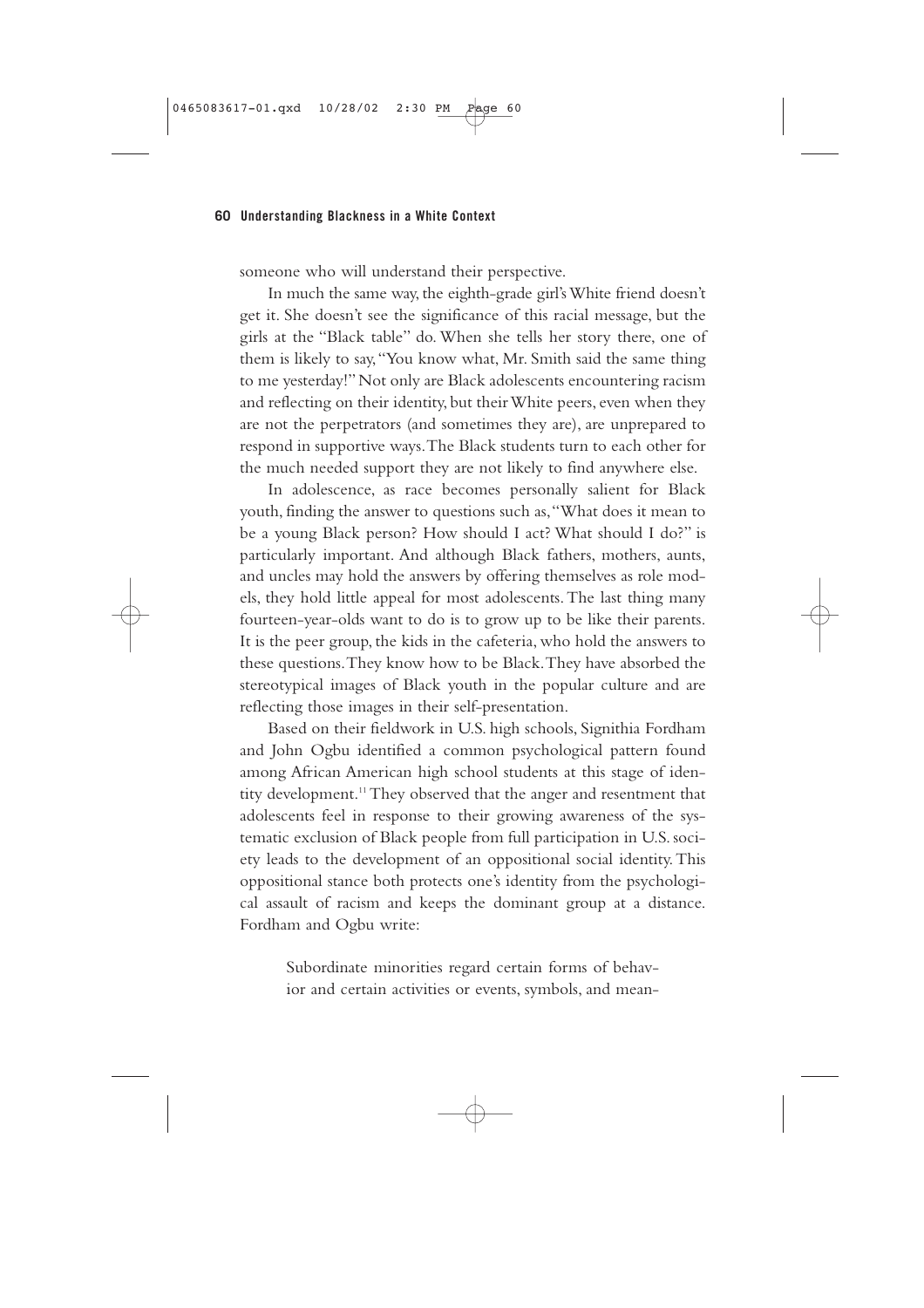someone who will understand their perspective.

In much the same way, the eighth-grade girl's White friend doesn't get it. She doesn't see the significance of this racial message, but the girls at the "Black table" do. When she tells her story there, one of them is likely to say, "You know what, Mr. Smith said the same thing to me yesterday!" Not only are Black adolescents encountering racism and reflecting on their identity, but their White peers, even when they are not the perpetrators (and sometimes they are), are unprepared to respond in supportive ways. The Black students turn to each other for the much needed support they are not likely to find anywhere else.

In adolescence, as race becomes personally salient for Black youth, finding the answer to questions such as, "What does it mean to be a young Black person? How should I act? What should I do?" is particularly important. And although Black fathers, mothers, aunts, and uncles may hold the answers by offering themselves as role models, they hold little appeal for most adolescents. The last thing many fourteen-year-olds want to do is to grow up to be like their parents. It is the peer group, the kids in the cafeteria, who hold the answers to these questions. They know how to be Black. They have absorbed the stereotypical images of Black youth in the popular culture and are reflecting those images in their self-presentation.

Based on their fieldwork in U.S. high schools, Signithia Fordham and John Ogbu identified a common psychological pattern found among African American high school students at this stage of identity development.[11] They observed that the anger and resentment that adolescents feel in response to their growing awareness of the systematic exclusion of Black people from full participation in U.S. society leads to the development of an oppositional social identity. This oppositional stance both protects one's identity from the psychological assault of racism and keeps the dominant group at a distance. Fordham and Ogbu write:

> Subordinate minorities regard certain forms of behavior and certain activities or events, symbols, and mean-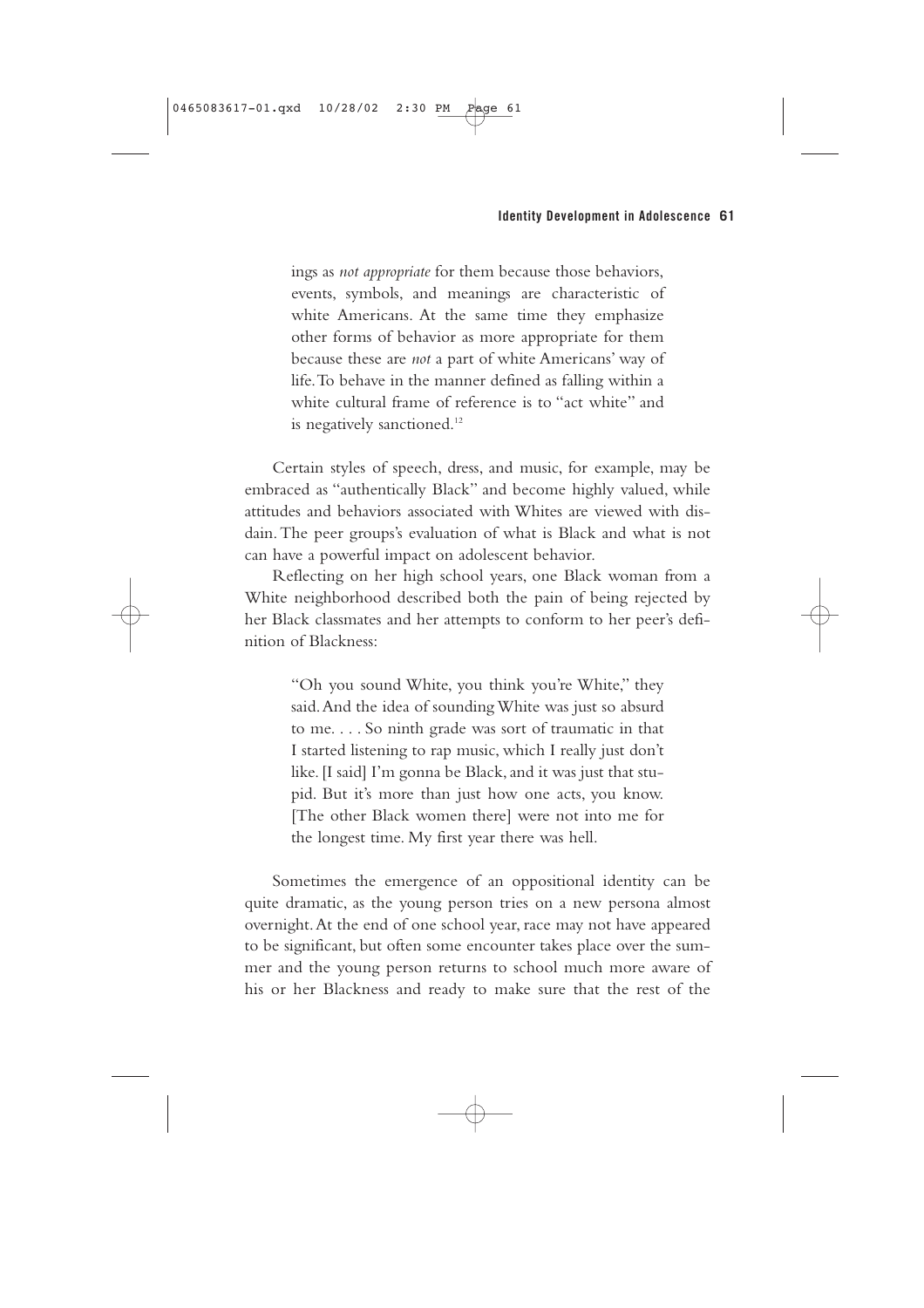> ings as *not appropriate* for them because those behaviors, events, symbols, and meanings are characteristic of white Americans. At the same time they emphasize other forms of behavior as more appropriate for them because these are *not* a part of white Americans' way of life. To behave in the manner defined as falling within a white cultural frame of reference is to "act white" and is negatively sanctioned.[12]

Certain styles of speech, dress, and music, for example, may be embraced as "authentically Black" and become highly valued, while attitudes and behaviors associated with Whites are viewed with disdain. The peer groups's evaluation of what is Black and what is not can have a powerful impact on adolescent behavior.

Reflecting on her high school years, one Black woman from a White neighborhood described both the pain of being rejected by her Black classmates and her attempts to conform to her peer's definition of Blackness:

> "Oh you sound White, you think you're White," they said. And the idea of sounding White was just so absurd to me. . . . So ninth grade was sort of traumatic in that I started listening to rap music, which I really just don't like. [I said] I'm gonna be Black, and it was just that stupid. But it's more than just how one acts, you know. [The other Black women there] were not into me for the longest time. My first year there was hell.

Sometimes the emergence of an oppositional identity can be quite dramatic, as the young person tries on a new persona almost overnight. At the end of one school year, race may not have appeared to be significant, but often some encounter takes place over the summer and the young person returns to school much more aware of his or her Blackness and ready to make sure that the rest of the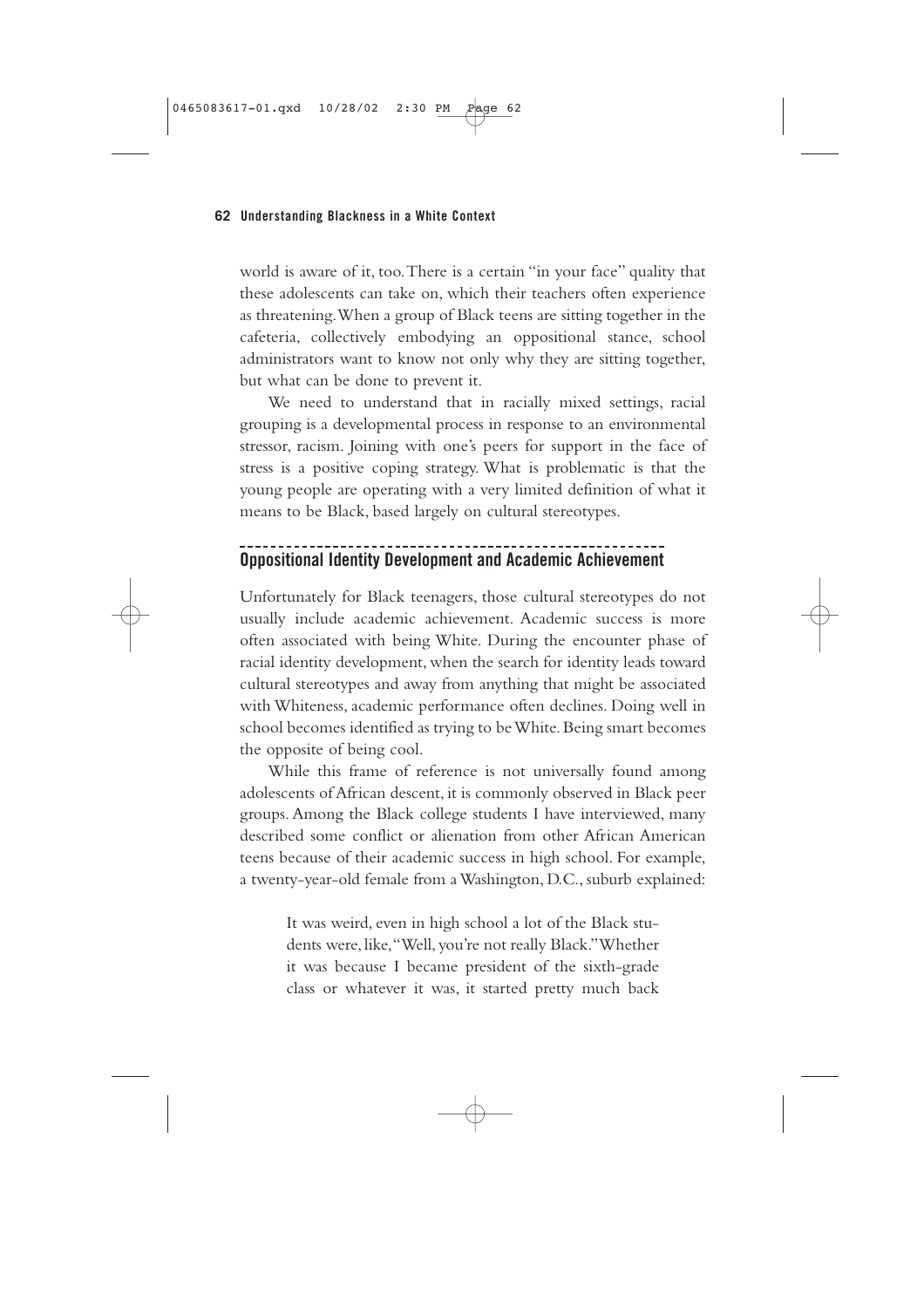world is aware of it, too. There is a certain "in your face" quality that these adolescents can take on, which their teachers often experience as threatening. When a group of Black teens are sitting together in the cafeteria, collectively embodying an oppositional stance, school administrators want to know not only why they are sitting together, but what can be done to prevent it.

We need to understand that in racially mixed settings, racial grouping is a developmental process in response to an environmental stressor, racism. Joining with one's peers for support in the face of stress is a positive coping strategy. What is problematic is that the young people are operating with a very limited definition of what it means to be Black, based largely on cultural stereotypes.

## Oppositional Identity Development and Academic Achievement

Unfortunately for Black teenagers, those cultural stereotypes do not usually include academic achievement. Academic success is more often associated with being White. During the encounter phase of racial identity development, when the search for identity leads toward cultural stereotypes and away from anything that might be associated with Whiteness, academic performance often declines. Doing well in school becomes identified as trying to be White. Being smart becomes the opposite of being cool.

While this frame of reference is not universally found among adolescents of African descent, it is commonly observed in Black peer groups. Among the Black college students I have interviewed, many described some conflict or alienation from other African American teens because of their academic success in high school. For example, a twenty-year-old female from a Washington, D.C., suburb explained:

> It was weird, even in high school a lot of the Black students were, like, "Well, you're not really Black." Whether it was because I became president of the sixth-grade class or whatever it was, it started pretty much back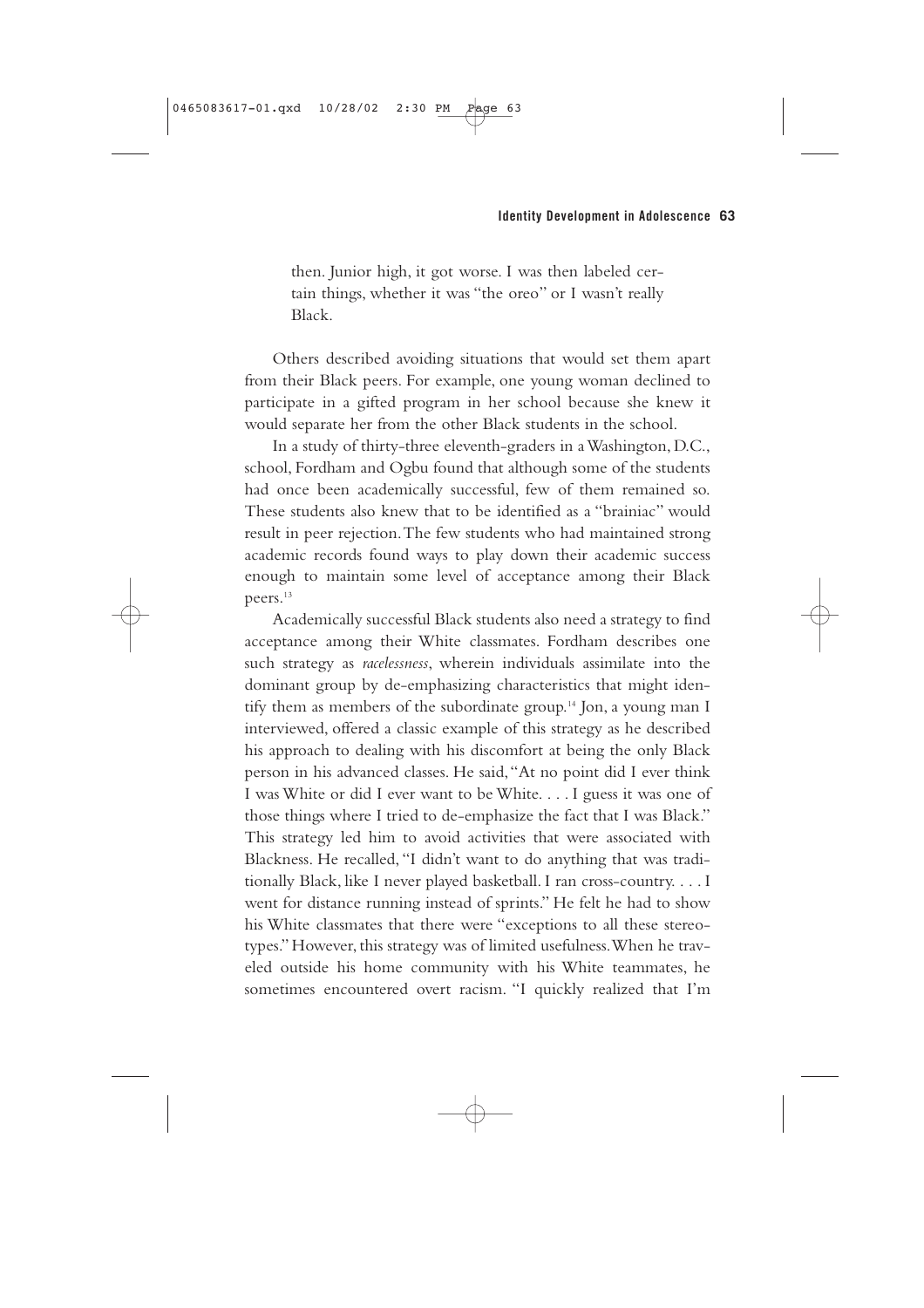then. Junior high, it got worse. I was then labeled certain things, whether it was "the oreo" or I wasn't really Black.

Others described avoiding situations that would set them apart from their Black peers. For example, one young woman declined to participate in a gifted program in her school because she knew it would separate her from the other Black students in the school.

In a study of thirty-three eleventh-graders in a Washington, D.C., school, Fordham and Ogbu found that although some of the students had once been academically successful, few of them remained so. These students also knew that to be identified as a "brainiac" would result in peer rejection. The few students who had maintained strong academic records found ways to play down their academic success enough to maintain some level of acceptance among their Black peers.[13]

Academically successful Black students also need a strategy to find acceptance among their White classmates. Fordham describes one such strategy as *racelessness*, wherein individuals assimilate into the dominant group by de-emphasizing characteristics that might identify them as members of the subordinate group.[14] Jon, a young man I interviewed, offered a classic example of this strategy as he described his approach to dealing with his discomfort at being the only Black person in his advanced classes. He said, "At no point did I ever think I was White or did I ever want to be White. . . . I guess it was one of those things where I tried to de-emphasize the fact that I was Black." This strategy led him to avoid activities that were associated with Blackness. He recalled, "I didn't want to do anything that was traditionally Black, like I never played basketball. I ran cross-country. . . . I went for distance running instead of sprints." He felt he had to show his White classmates that there were "exceptions to all these stereotypes." However, this strategy was of limited usefulness. When he traveled outside his home community with his White teammates, he sometimes encountered overt racism. "I quickly realized that I'm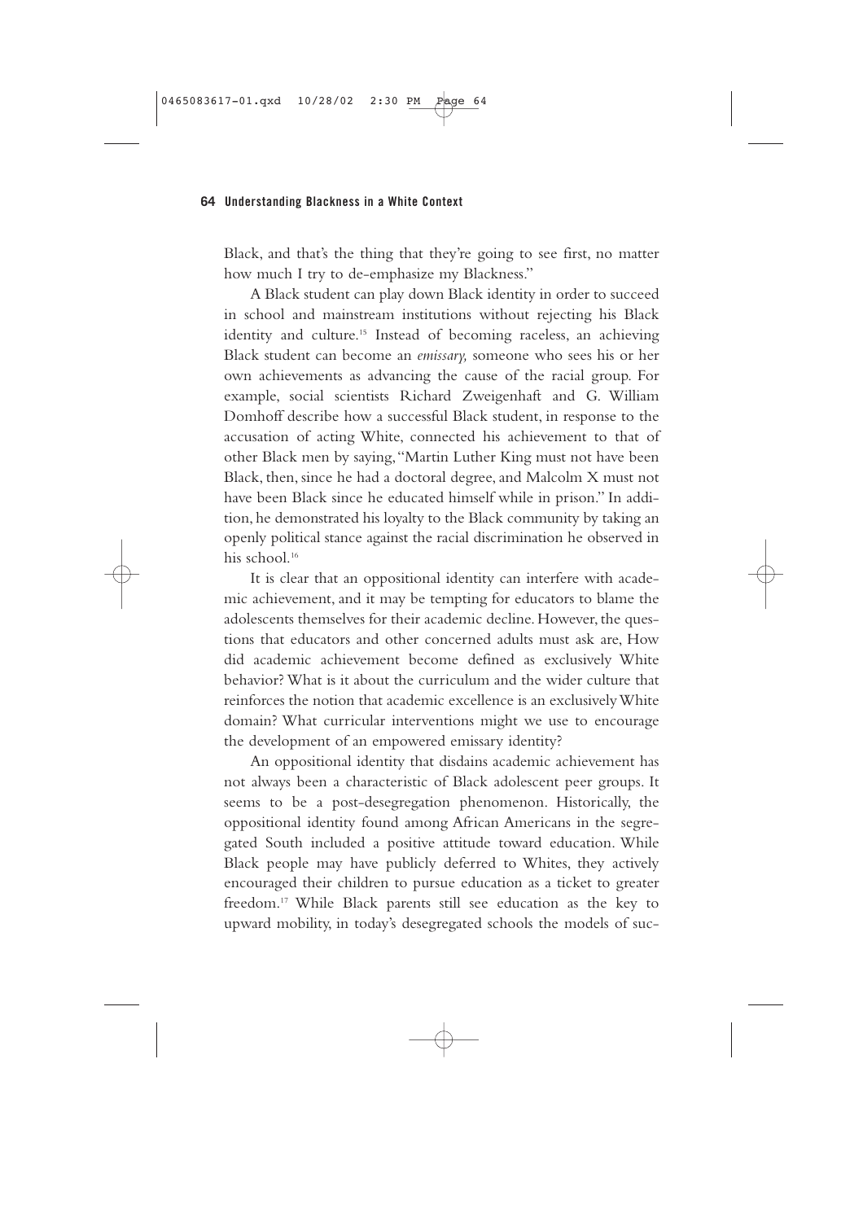Black, and that's the thing that they're going to see first, no matter how much I try to de-emphasize my Blackness."

A Black student can play down Black identity in order to succeed in school and mainstream institutions without rejecting his Black identity and culture.[15] Instead of becoming raceless, an achieving Black student can become an *emissary,* someone who sees his or her own achievements as advancing the cause of the racial group. For example, social scientists Richard Zweigenhaft and G. William Domhoff describe how a successful Black student, in response to the accusation of acting White, connected his achievement to that of other Black men by saying, "Martin Luther King must not have been Black, then, since he had a doctoral degree, and Malcolm X must not have been Black since he educated himself while in prison." In addition, he demonstrated his loyalty to the Black community by taking an openly political stance against the racial discrimination he observed in his school.[16]

It is clear that an oppositional identity can interfere with academic achievement, and it may be tempting for educators to blame the adolescents themselves for their academic decline. However, the questions that educators and other concerned adults must ask are, How did academic achievement become defined as exclusively White behavior? What is it about the curriculum and the wider culture that reinforces the notion that academic excellence is an exclusively White domain? What curricular interventions might we use to encourage the development of an empowered emissary identity?

An oppositional identity that disdains academic achievement has not always been a characteristic of Black adolescent peer groups. It seems to be a post-desegregation phenomenon. Historically, the oppositional identity found among African Americans in the segregated South included a positive attitude toward education. While Black people may have publicly deferred to Whites, they actively encouraged their children to pursue education as a ticket to greater freedom.[17] While Black parents still see education as the key to upward mobility, in today's desegregated schools the models of suc-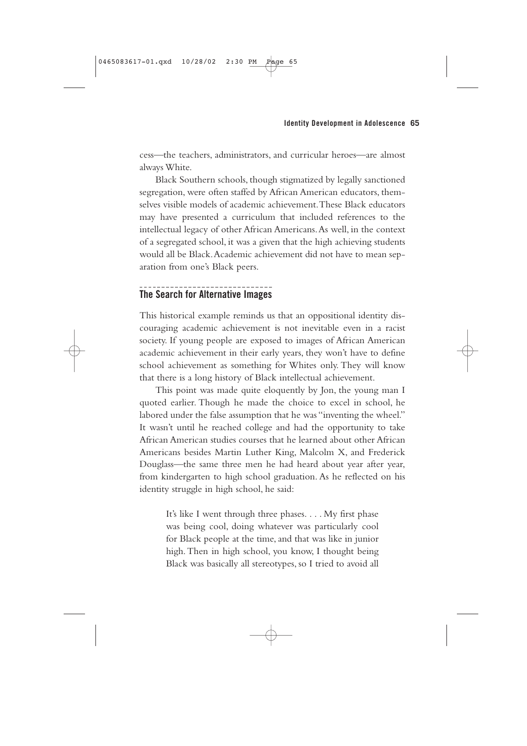cess—the teachers, administrators, and curricular heroes—are almost always White.

Black Southern schools, though stigmatized by legally sanctioned segregation, were often staffed by African American educators, themselves visible models of academic achievement. These Black educators may have presented a curriculum that included references to the intellectual legacy of other African Americans. As well, in the context of a segregated school, it was a given that the high achieving students would all be Black. Academic achievement did not have to mean separation from one's Black peers.

## The Search for Alternative Images

This historical example reminds us that an oppositional identity discouraging academic achievement is not inevitable even in a racist society. If young people are exposed to images of African American academic achievement in their early years, they won't have to define school achievement as something for Whites only. They will know that there is a long history of Black intellectual achievement.

This point was made quite eloquently by Jon, the young man I quoted earlier. Though he made the choice to excel in school, he labored under the false assumption that he was "inventing the wheel." It wasn't until he reached college and had the opportunity to take African American studies courses that he learned about other African Americans besides Martin Luther King, Malcolm X, and Frederick Douglass—the same three men he had heard about year after year, from kindergarten to high school graduation. As he reflected on his identity struggle in high school, he said:

> It's like I went through three phases. . . . My first phase was being cool, doing whatever was particularly cool for Black people at the time, and that was like in junior high. Then in high school, you know, I thought being Black was basically all stereotypes, so I tried to avoid all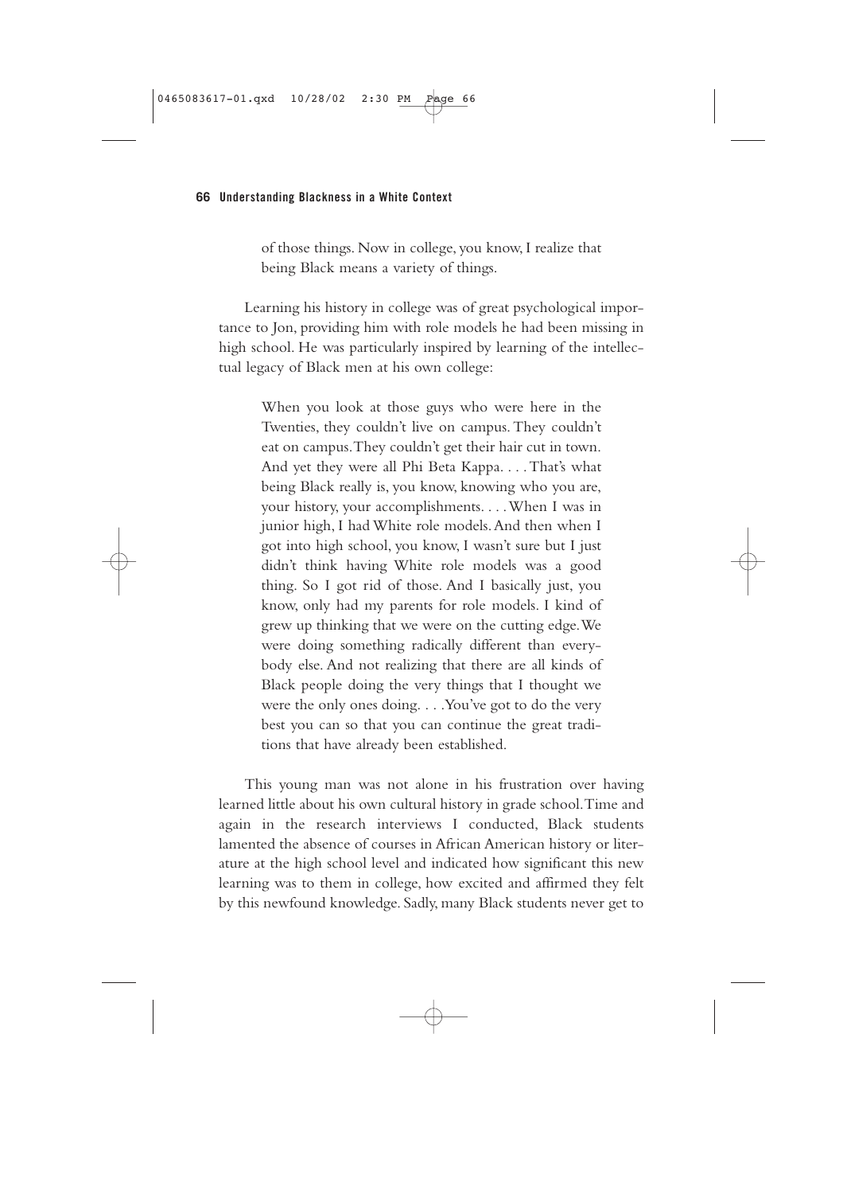> of those things. Now in college, you know, I realize that being Black means a variety of things.

Learning his history in college was of great psychological importance to Jon, providing him with role models he had been missing in high school. He was particularly inspired by learning of the intellectual legacy of Black men at his own college:

> When you look at those guys who were here in the Twenties, they couldn't live on campus. They couldn't eat on campus. They couldn't get their hair cut in town. And yet they were all Phi Beta Kappa. . . . That's what being Black really is, you know, knowing who you are, your history, your accomplishments. . . . When I was in junior high, I had White role models. And then when I got into high school, you know, I wasn't sure but I just didn't think having White role models was a good thing. So I got rid of those. And I basically just, you know, only had my parents for role models. I kind of grew up thinking that we were on the cutting edge. We were doing something radically different than everybody else. And not realizing that there are all kinds of Black people doing the very things that I thought we were the only ones doing. . . . You've got to do the very best you can so that you can continue the great traditions that have already been established.

This young man was not alone in his frustration over having learned little about his own cultural history in grade school. Time and again in the research interviews I conducted, Black students lamented the absence of courses in African American history or literature at the high school level and indicated how significant this new learning was to them in college, how excited and affirmed they felt by this newfound knowledge. Sadly, many Black students never get to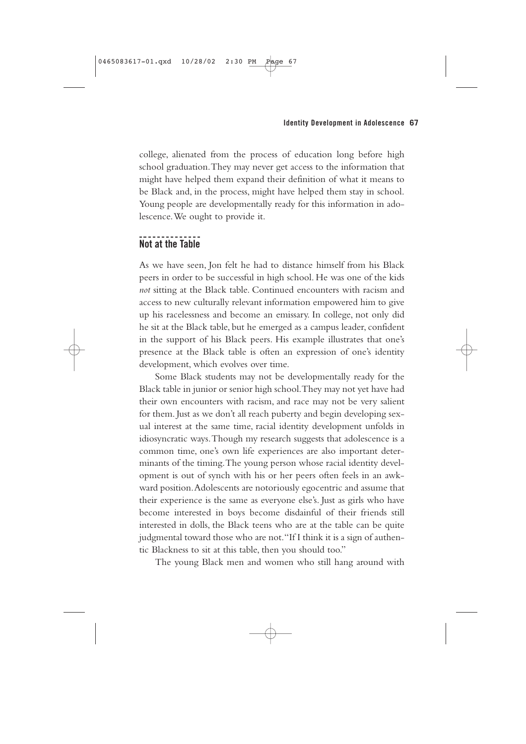college, alienated from the process of education long before high school graduation. They may never get access to the information that might have helped them expand their definition of what it means to be Black and, in the process, might have helped them stay in school. Young people are developmentally ready for this information in adolescence. We ought to provide it.

## Not at the Table

As we have seen, Jon felt he had to distance himself from his Black peers in order to be successful in high school. He was one of the kids *not* sitting at the Black table. Continued encounters with racism and access to new culturally relevant information empowered him to give up his racelessness and become an emissary. In college, not only did he sit at the Black table, but he emerged as a campus leader, confident in the support of his Black peers. His example illustrates that one's presence at the Black table is often an expression of one's identity development, which evolves over time.

Some Black students may not be developmentally ready for the Black table in junior or senior high school. They may not yet have had their own encounters with racism, and race may not be very salient for them. Just as we don't all reach puberty and begin developing sexual interest at the same time, racial identity development unfolds in idiosyncratic ways. Though my research suggests that adolescence is a common time, one's own life experiences are also important determinants of the timing. The young person whose racial identity development is out of synch with his or her peers often feels in an awkward position. Adolescents are notoriously egocentric and assume that their experience is the same as everyone else's. Just as girls who have become interested in boys become disdainful of their friends still interested in dolls, the Black teens who are at the table can be quite judgmental toward those who are not. "If I think it is a sign of authentic Blackness to sit at this table, then you should too."

The young Black men and women who still hang around with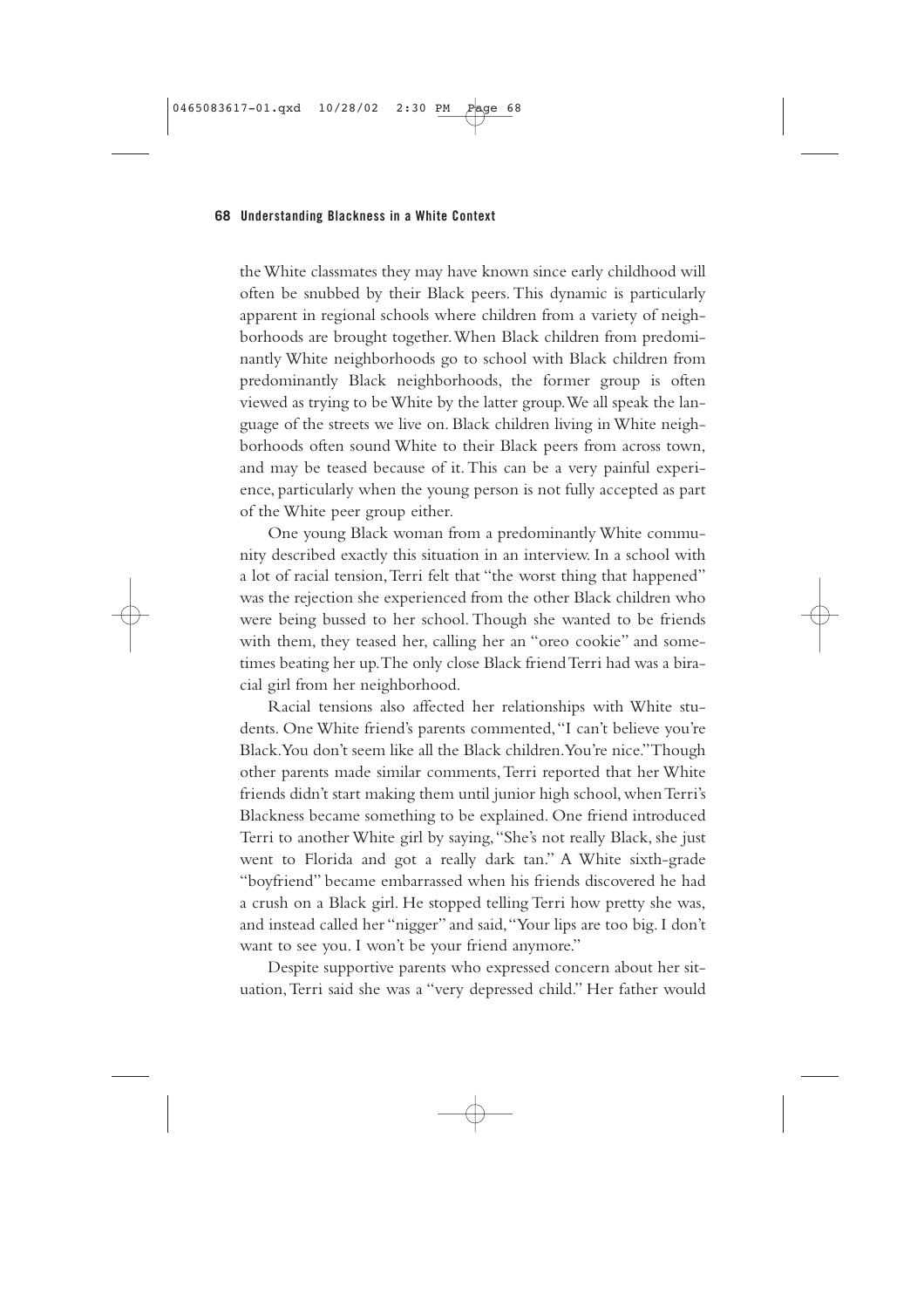the White classmates they may have known since early childhood will often be snubbed by their Black peers. This dynamic is particularly apparent in regional schools where children from a variety of neighborhoods are brought together. When Black children from predominantly White neighborhoods go to school with Black children from predominantly Black neighborhoods, the former group is often viewed as trying to be White by the latter group. We all speak the language of the streets we live on. Black children living in White neighborhoods often sound White to their Black peers from across town, and may be teased because of it. This can be a very painful experience, particularly when the young person is not fully accepted as part of the White peer group either.

One young Black woman from a predominantly White community described exactly this situation in an interview. In a school with a lot of racial tension, Terri felt that "the worst thing that happened" was the rejection she experienced from the other Black children who were being bussed to her school. Though she wanted to be friends with them, they teased her, calling her an "oreo cookie" and sometimes beating her up. The only close Black friend Terri had was a biracial girl from her neighborhood.

Racial tensions also affected her relationships with White students. One White friend's parents commented, "I can't believe you're Black. You don't seem like all the Black children. You're nice." Though other parents made similar comments, Terri reported that her White friends didn't start making them until junior high school, when Terri's Blackness became something to be explained. One friend introduced Terri to another White girl by saying, "She's not really Black, she just went to Florida and got a really dark tan." A White sixth-grade "boyfriend" became embarrassed when his friends discovered he had a crush on a Black girl. He stopped telling Terri how pretty she was, and instead called her "nigger" and said, "Your lips are too big. I don't want to see you. I won't be your friend anymore."

Despite supportive parents who expressed concern about her situation, Terri said she was a "very depressed child." Her father would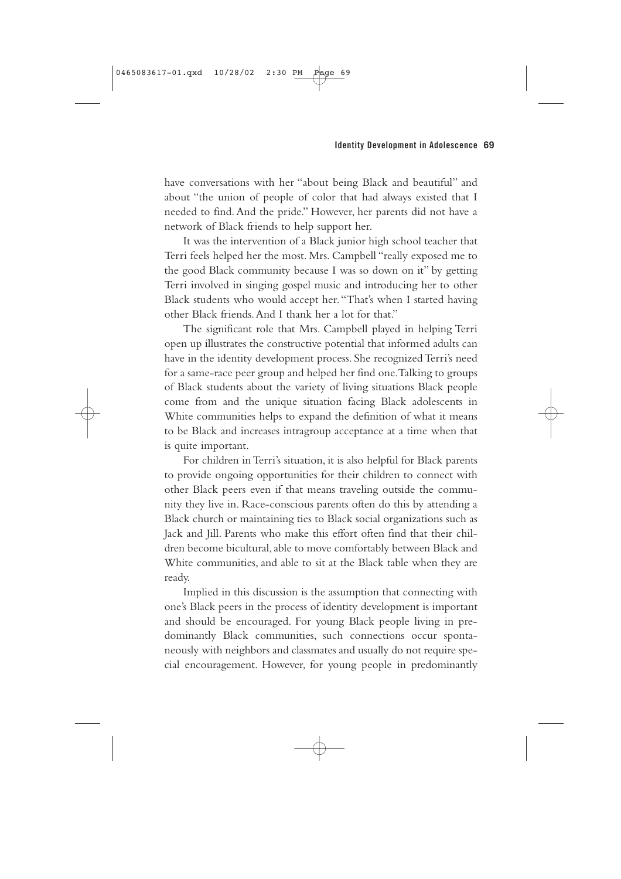have conversations with her "about being Black and beautiful" and about "the union of people of color that had always existed that I needed to find. And the pride." However, her parents did not have a network of Black friends to help support her.

It was the intervention of a Black junior high school teacher that Terri feels helped her the most. Mrs. Campbell "really exposed me to the good Black community because I was so down on it" by getting Terri involved in singing gospel music and introducing her to other Black students who would accept her. "That's when I started having other Black friends. And I thank her a lot for that."

The significant role that Mrs. Campbell played in helping Terri open up illustrates the constructive potential that informed adults can have in the identity development process. She recognized Terri's need for a same-race peer group and helped her find one. Talking to groups of Black students about the variety of living situations Black people come from and the unique situation facing Black adolescents in White communities helps to expand the definition of what it means to be Black and increases intragroup acceptance at a time when that is quite important.

For children in Terri's situation, it is also helpful for Black parents to provide ongoing opportunities for their children to connect with other Black peers even if that means traveling outside the community they live in. Race-conscious parents often do this by attending a Black church or maintaining ties to Black social organizations such as Jack and Jill. Parents who make this effort often find that their children become bicultural, able to move comfortably between Black and White communities, and able to sit at the Black table when they are ready.

Implied in this discussion is the assumption that connecting with one's Black peers in the process of identity development is important and should be encouraged. For young Black people living in predominantly Black communities, such connections occur spontaneously with neighbors and classmates and usually do not require special encouragement. However, for young people in predominantly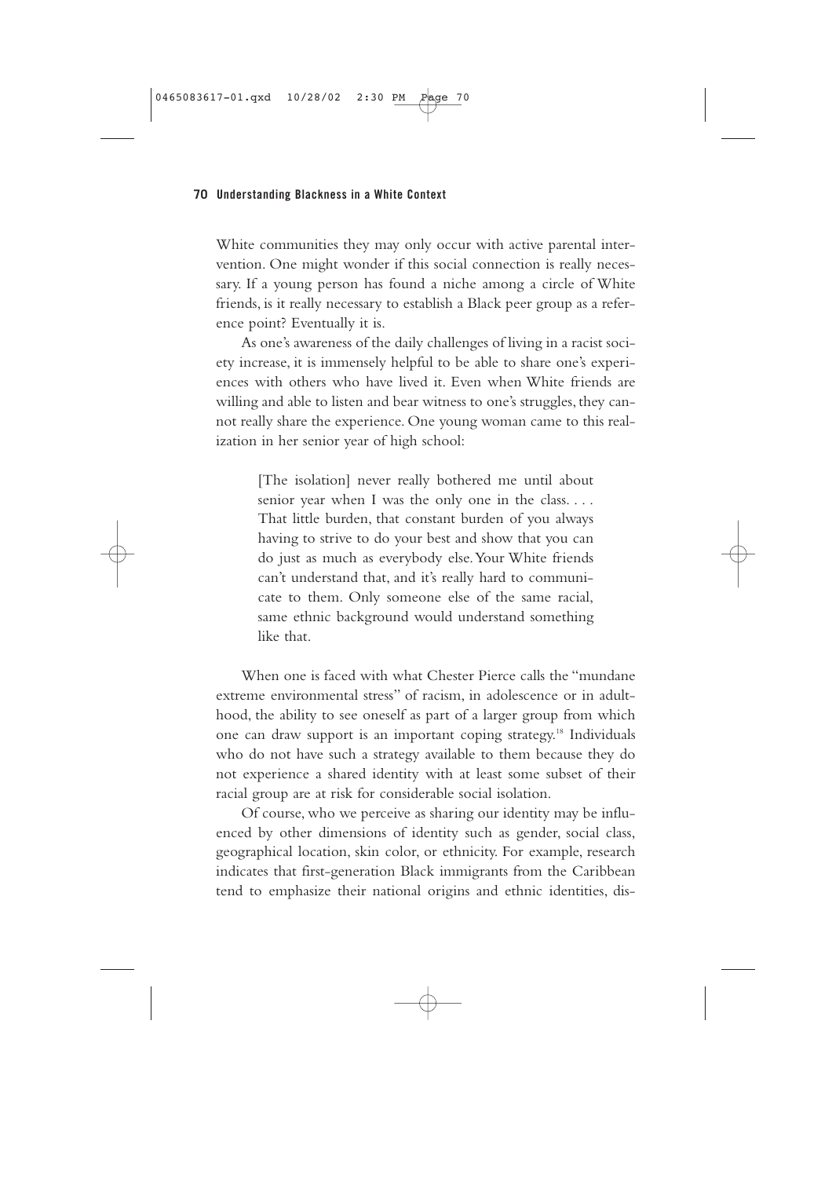White communities they may only occur with active parental intervention. One might wonder if this social connection is really necessary. If a young person has found a niche among a circle of White friends, is it really necessary to establish a Black peer group as a reference point? Eventually it is.

As one's awareness of the daily challenges of living in a racist society increase, it is immensely helpful to be able to share one's experiences with others who have lived it. Even when White friends are willing and able to listen and bear witness to one's struggles, they cannot really share the experience. One young woman came to this realization in her senior year of high school:

> [The isolation] never really bothered me until about senior year when I was the only one in the class. . . . That little burden, that constant burden of you always having to strive to do your best and show that you can do just as much as everybody else. Your White friends can't understand that, and it's really hard to communicate to them. Only someone else of the same racial, same ethnic background would understand something like that.

When one is faced with what Chester Pierce calls the "mundane extreme environmental stress" of racism, in adolescence or in adulthood, the ability to see oneself as part of a larger group from which one can draw support is an important coping strategy.[18] Individuals who do not have such a strategy available to them because they do not experience a shared identity with at least some subset of their racial group are at risk for considerable social isolation.

Of course, who we perceive as sharing our identity may be influenced by other dimensions of identity such as gender, social class, geographical location, skin color, or ethnicity. For example, research indicates that first-generation Black immigrants from the Caribbean tend to emphasize their national origins and ethnic identities, dis-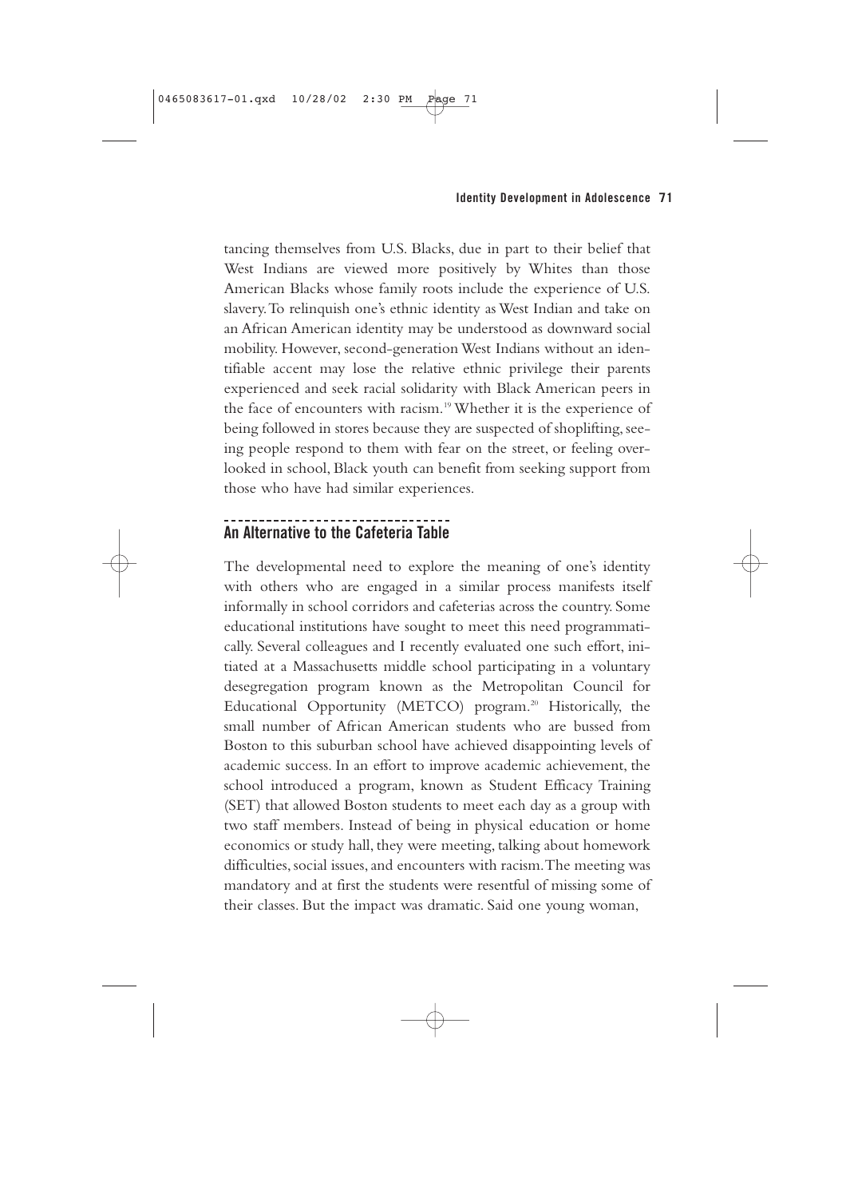tancing themselves from U.S. Blacks, due in part to their belief that West Indians are viewed more positively by Whites than those American Blacks whose family roots include the experience of U.S. slavery. To relinquish one's ethnic identity as West Indian and take on an African American identity may be understood as downward social mobility. However, second-generation West Indians without an identifiable accent may lose the relative ethnic privilege their parents experienced and seek racial solidarity with Black American peers in the face of encounters with racism.[19] Whether it is the experience of being followed in stores because they are suspected of shoplifting, seeing people respond to them with fear on the street, or feeling overlooked in school, Black youth can benefit from seeking support from those who have had similar experiences.

## An Alternative to the Cafeteria Table

The developmental need to explore the meaning of one's identity with others who are engaged in a similar process manifests itself informally in school corridors and cafeterias across the country. Some educational institutions have sought to meet this need programmatically. Several colleagues and I recently evaluated one such effort, initiated at a Massachusetts middle school participating in a voluntary desegregation program known as the Metropolitan Council for Educational Opportunity (METCO) program.[20] Historically, the small number of African American students who are bussed from Boston to this suburban school have achieved disappointing levels of academic success. In an effort to improve academic achievement, the school introduced a program, known as Student Efficacy Training (SET) that allowed Boston students to meet each day as a group with two staff members. Instead of being in physical education or home economics or study hall, they were meeting, talking about homework difficulties, social issues, and encounters with racism. The meeting was mandatory and at first the students were resentful of missing some of their classes. But the impact was dramatic. Said one young woman,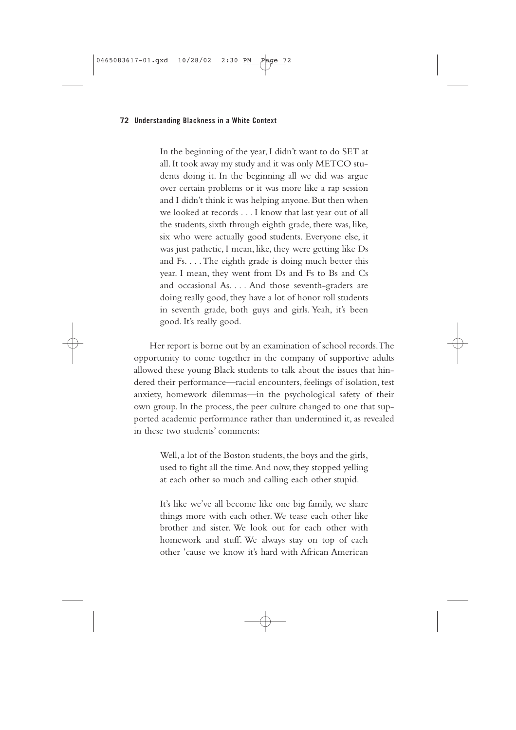> In the beginning of the year, I didn't want to do SET at all. It took away my study and it was only METCO students doing it. In the beginning all we did was argue over certain problems or it was more like a rap session and I didn't think it was helping anyone. But then when we looked at records . . . I know that last year out of all the students, sixth through eighth grade, there was, like, six who were actually good students. Everyone else, it was just pathetic, I mean, like, they were getting like Ds and Fs. . . . The eighth grade is doing much better this year. I mean, they went from Ds and Fs to Bs and Cs and occasional As. . . . And those seventh-graders are doing really good, they have a lot of honor roll students in seventh grade, both guys and girls. Yeah, it's been good. It's really good.

Her report is borne out by an examination of school records. The opportunity to come together in the company of supportive adults allowed these young Black students to talk about the issues that hindered their performance—racial encounters, feelings of isolation, test anxiety, homework dilemmas—in the psychological safety of their own group. In the process, the peer culture changed to one that supported academic performance rather than undermined it, as revealed in these two students' comments:

> Well, a lot of the Boston students, the boys and the girls, used to fight all the time. And now, they stopped yelling at each other so much and calling each other stupid.

> It's like we've all become like one big family, we share things more with each other. We tease each other like brother and sister. We look out for each other with homework and stuff. We always stay on top of each other 'cause we know it's hard with African American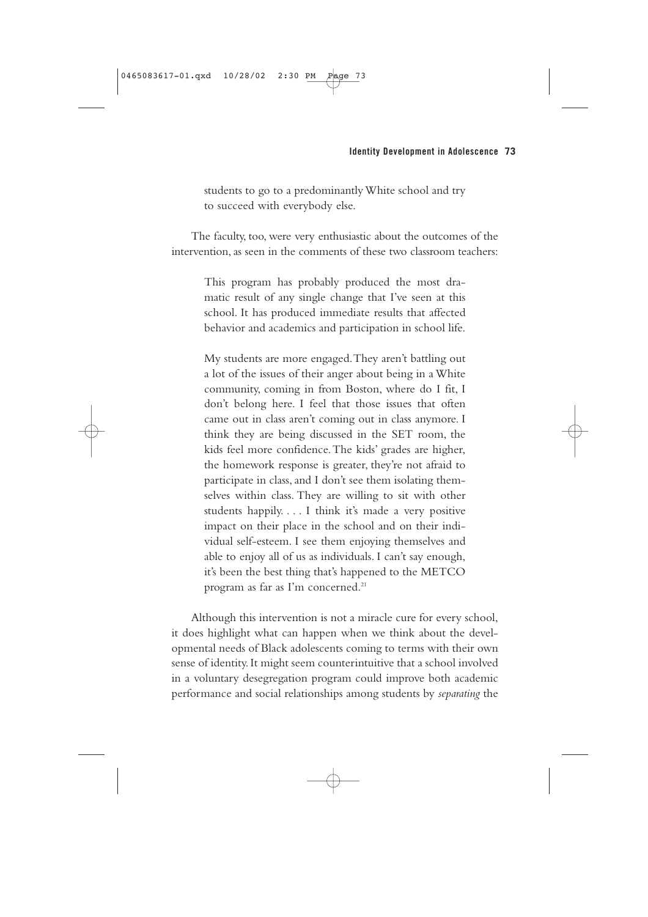> students to go to a predominantly White school and try to succeed with everybody else.

The faculty, too, were very enthusiastic about the outcomes of the intervention, as seen in the comments of these two classroom teachers:

> This program has probably produced the most dramatic result of any single change that I've seen at this school. It has produced immediate results that affected behavior and academics and participation in school life.
>
> My students are more engaged. They aren't battling out a lot of the issues of their anger about being in a White community, coming in from Boston, where do I fit, I don't belong here. I feel that those issues that often came out in class aren't coming out in class anymore. I think they are being discussed in the SET room, the kids feel more confidence. The kids' grades are higher, the homework response is greater, they're not afraid to participate in class, and I don't see them isolating themselves within class. They are willing to sit with other students happily. . . . I think it's made a very positive impact on their place in the school and on their individual self-esteem. I see them enjoying themselves and able to enjoy all of us as individuals. I can't say enough, it's been the best thing that's happened to the METCO program as far as I'm concerned.[21]

Although this intervention is not a miracle cure for every school, it does highlight what can happen when we think about the developmental needs of Black adolescents coming to terms with their own sense of identity. It might seem counterintuitive that a school involved in a voluntary desegregation program could improve both academic performance and social relationships among students by *separating* the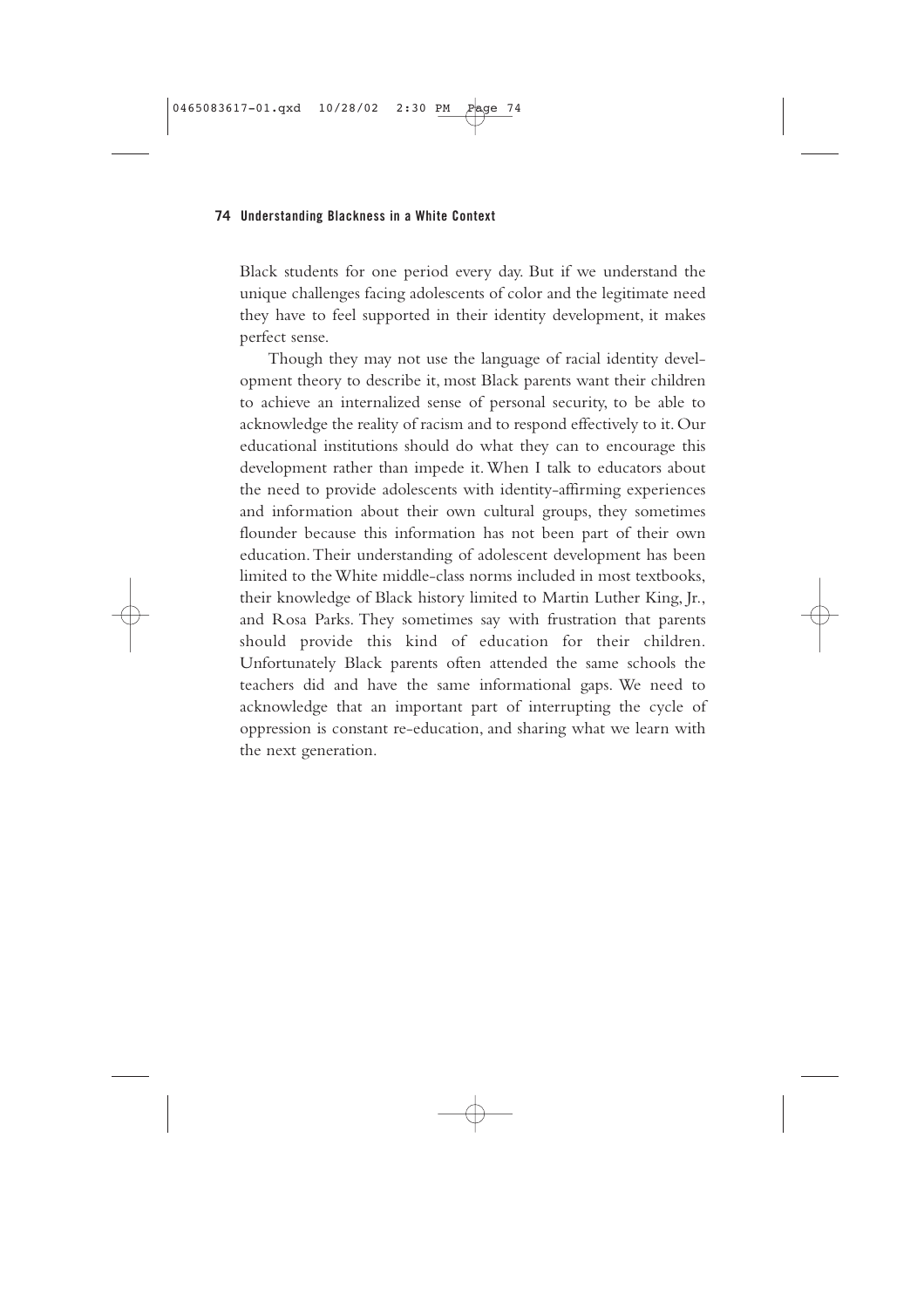Black students for one period every day. But if we understand the unique challenges facing adolescents of color and the legitimate need they have to feel supported in their identity development, it makes perfect sense.

Though they may not use the language of racial identity development theory to describe it, most Black parents want their children to achieve an internalized sense of personal security, to be able to acknowledge the reality of racism and to respond effectively to it. Our educational institutions should do what they can to encourage this development rather than impede it. When I talk to educators about the need to provide adolescents with identity-affirming experiences and information about their own cultural groups, they sometimes flounder because this information has not been part of their own education. Their understanding of adolescent development has been limited to the White middle-class norms included in most textbooks, their knowledge of Black history limited to Martin Luther King, Jr., and Rosa Parks. They sometimes say with frustration that parents should provide this kind of education for their children. Unfortunately Black parents often attended the same schools the teachers did and have the same informational gaps. We need to acknowledge that an important part of interrupting the cycle of oppression is constant re-education, and sharing what we learn with the next generation.